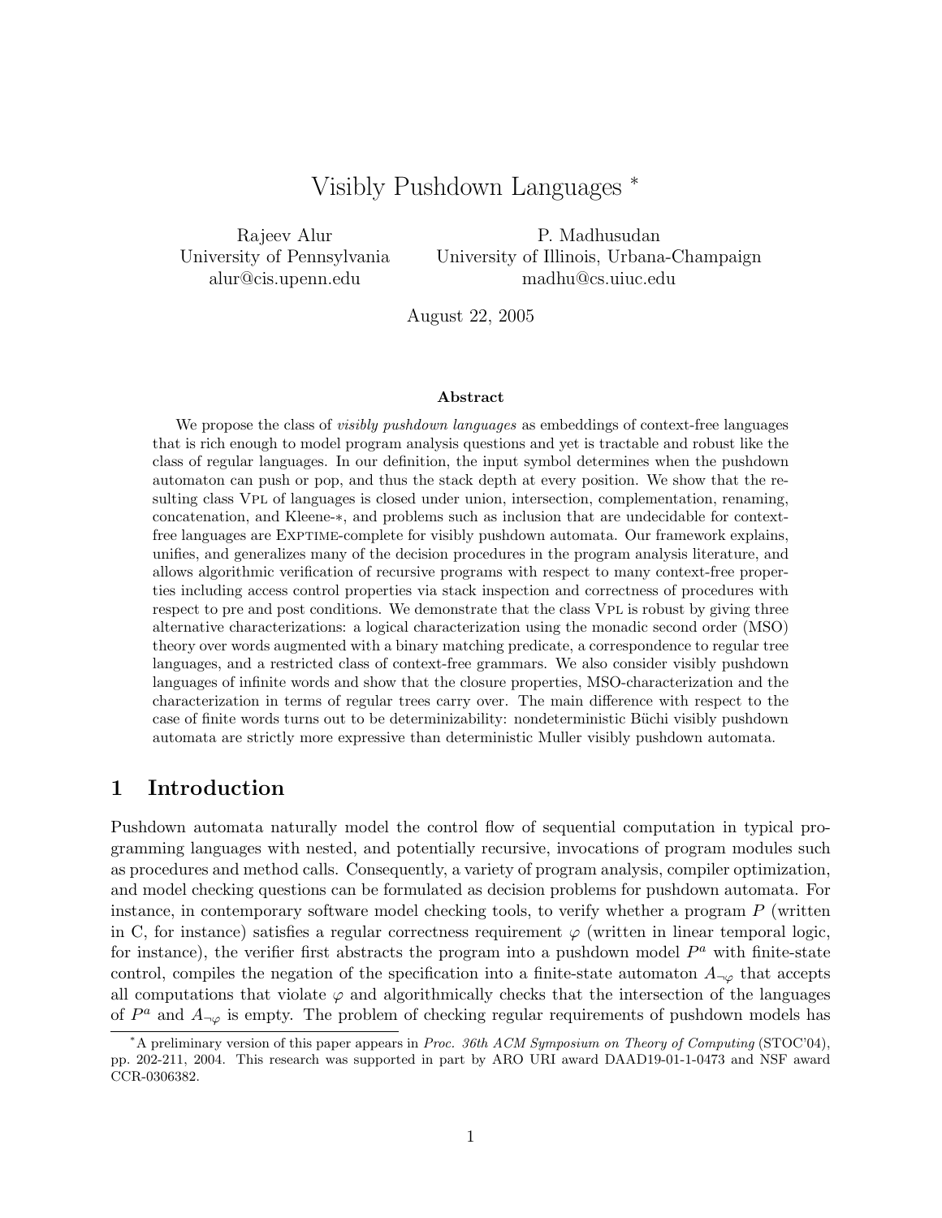# Visibly Pushdown Languages *

Rajeev Alur
University of Pennsylvania
alur@cis.upenn.edu

P. Madhusudan
University of Illinois, Urbana-Champaign
madhu@cs.uiuc.edu

August 22, 2005

### Abstract

We propose the class of *visibly pushdown languages* as embeddings of context-free languages that is rich enough to model program analysis questions and yet is tractable and robust like the class of regular languages. In our definition, the input symbol determines when the pushdown automaton can push or pop, and thus the stack depth at every position. We show that the resulting class VPL of languages is closed under union, intersection, complementation, renaming, concatenation, and Kleene-$*$, and problems such as inclusion that are undecidable for context-free languages are EXPTIME-complete for visibly pushdown automata. Our framework explains, unifies, and generalizes many of the decision procedures in the program analysis literature, and allows algorithmic verification of recursive programs with respect to many context-free properties including access control properties via stack inspection and correctness of procedures with respect to pre and post conditions. We demonstrate that the class VPL is robust by giving three alternative characterizations: a logical characterization using the monadic second order (MSO) theory over words augmented with a binary matching predicate, a correspondence to regular tree languages, and a restricted class of context-free grammars. We also consider visibly pushdown languages of infinite words and show that the closure properties, MSO-characterization and the characterization in terms of regular trees carry over. The main difference with respect to the case of finite words turns out to be determinizability: nondeterministic Büchi visibly pushdown automata are strictly more expressive than deterministic Muller visibly pushdown automata.

## 1 Introduction

Pushdown automata naturally model the control flow of sequential computation in typical programming languages with nested, and potentially recursive, invocations of program modules such as procedures and method calls. Consequently, a variety of program analysis, compiler optimization, and model checking questions can be formulated as decision problems for pushdown automata. For instance, in contemporary software model checking tools, to verify whether a program $P$ (written in C, for instance) satisfies a regular correctness requirement $\varphi$ (written in linear temporal logic, for instance), the verifier first abstracts the program into a pushdown model $P^a$ with finite-state control, compiles the negation of the specification into a finite-state automaton $A_{\neg\varphi}$ that accepts all computations that violate $\varphi$ and algorithmically checks that the intersection of the languages of $P^a$ and $A_{\neg\varphi}$ is empty. The problem of checking regular requirements of pushdown models has

*A preliminary version of this paper appears in *Proc. 36th ACM Symposium on Theory of Computing* (STOC'04), pp. 202-211, 2004. This research was supported in part by ARO URI award DAAD19-01-1-0473 and NSF award CCR-0306382.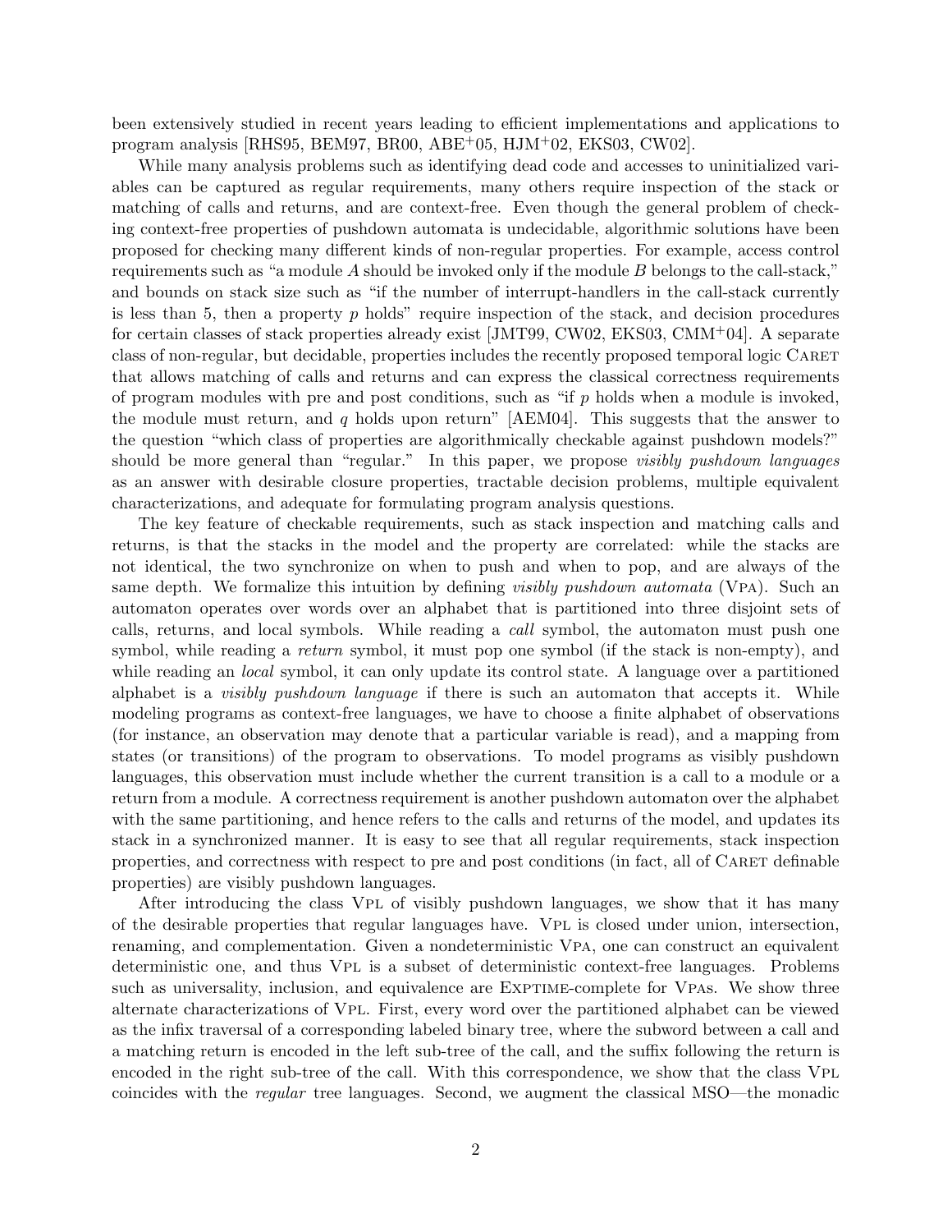been extensively studied in recent years leading to efficient implementations and applications to program analysis [RHS95, BEM97, BR00, ABE+05, HJM+02, EKS03, CW02].

While many analysis problems such as identifying dead code and accesses to uninitialized variables can be captured as regular requirements, many others require inspection of the stack or matching of calls and returns, and are context-free. Even though the general problem of checking context-free properties of pushdown automata is undecidable, algorithmic solutions have been proposed for checking many different kinds of non-regular properties. For example, access control requirements such as "a module $A$ should be invoked only if the module $B$ belongs to the call-stack," and bounds on stack size such as "if the number of interrupt-handlers in the call-stack currently is less than 5, then a property $p$ holds" require inspection of the stack, and decision procedures for certain classes of stack properties already exist [JMT99, CW02, EKS03, CMM+04]. A separate class of non-regular, but decidable, properties includes the recently proposed temporal logic Caret that allows matching of calls and returns and can express the classical correctness requirements of program modules with pre and post conditions, such as "if $p$ holds when a module is invoked, the module must return, and $q$ holds upon return" [AEM04]. This suggests that the answer to the question "which class of properties are algorithmically checkable against pushdown models?" should be more general than "regular." In this paper, we propose *visibly pushdown languages* as an answer with desirable closure properties, tractable decision problems, multiple equivalent characterizations, and adequate for formulating program analysis questions.

The key feature of checkable requirements, such as stack inspection and matching calls and returns, is that the stacks in the model and the property are correlated: while the stacks are not identical, the two synchronize on when to push and when to pop, and are always of the same depth. We formalize this intuition by defining *visibly pushdown automata* (Vpa). Such an automaton operates over words over an alphabet that is partitioned into three disjoint sets of calls, returns, and local symbols. While reading a *call* symbol, the automaton must push one symbol, while reading a *return* symbol, it must pop one symbol (if the stack is non-empty), and while reading an *local* symbol, it can only update its control state. A language over a partitioned alphabet is a *visibly pushdown language* if there is such an automaton that accepts it. While modeling programs as context-free languages, we have to choose a finite alphabet of observations (for instance, an observation may denote that a particular variable is read), and a mapping from states (or transitions) of the program to observations. To model programs as visibly pushdown languages, this observation must include whether the current transition is a call to a module or a return from a module. A correctness requirement is another pushdown automaton over the alphabet with the same partitioning, and hence refers to the calls and returns of the model, and updates its stack in a synchronized manner. It is easy to see that all regular requirements, stack inspection properties, and correctness with respect to pre and post conditions (in fact, all of Caret definable properties) are visibly pushdown languages.

After introducing the class Vpl of visibly pushdown languages, we show that it has many of the desirable properties that regular languages have. Vpl is closed under union, intersection, renaming, and complementation. Given a nondeterministic Vpa, one can construct an equivalent deterministic one, and thus Vpl is a subset of deterministic context-free languages. Problems such as universality, inclusion, and equivalence are Exptime-complete for Vpas. We show three alternate characterizations of Vpl. First, every word over the partitioned alphabet can be viewed as the infix traversal of a corresponding labeled binary tree, where the subword between a call and a matching return is encoded in the left sub-tree of the call, and the suffix following the return is encoded in the right sub-tree of the call. With this correspondence, we show that the class Vpl coincides with the *regular* tree languages. Second, we augment the classical MSO—the monadic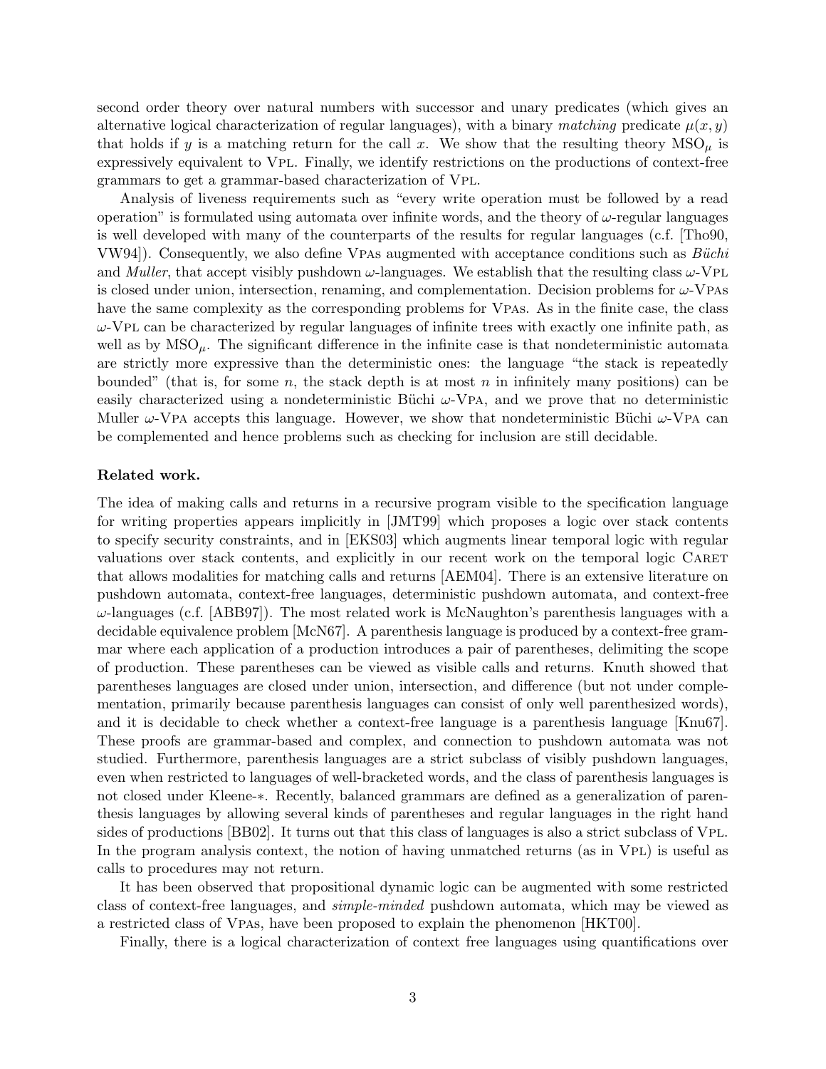second order theory over natural numbers with successor and unary predicates (which gives an alternative logical characterization of regular languages), with a binary *matching* predicate $\mu(x, y)$ that holds if $y$ is a matching return for the call $x$. We show that the resulting theory $\mathrm{MSO}_\mu$ is expressively equivalent to VPL. Finally, we identify restrictions on the productions of context-free grammars to get a grammar-based characterization of VPL.

Analysis of liveness requirements such as "every write operation must be followed by a read operation" is formulated using automata over infinite words, and the theory of $\omega$-regular languages is well developed with many of the counterparts of the results for regular languages (c.f. [Tho90, VW94]). Consequently, we also define VPAs augmented with acceptance conditions such as *Büchi* and *Muller*, that accept visibly pushdown $\omega$-languages. We establish that the resulting class $\omega$-VPL is closed under union, intersection, renaming, and complementation. Decision problems for $\omega$-VPAs have the same complexity as the corresponding problems for VPAs. As in the finite case, the class $\omega$-VPL can be characterized by regular languages of infinite trees with exactly one infinite path, as well as by $\mathrm{MSO}_\mu$. The significant difference in the infinite case is that nondeterministic automata are strictly more expressive than the deterministic ones: the language "the stack is repeatedly bounded" (that is, for some $n$, the stack depth is at most $n$ in infinitely many positions) can be easily characterized using a nondeterministic Büchi $\omega$-VPA, and we prove that no deterministic Muller $\omega$-VPA accepts this language. However, we show that nondeterministic Büchi $\omega$-VPA can be complemented and hence problems such as checking for inclusion are still decidable.

**Related work.**

The idea of making calls and returns in a recursive program visible to the specification language for writing properties appears implicitly in [JMT99] which proposes a logic over stack contents to specify security constraints, and in [EKS03] which augments linear temporal logic with regular valuations over stack contents, and explicitly in our recent work on the temporal logic CARET that allows modalities for matching calls and returns [AEM04]. There is an extensive literature on pushdown automata, context-free languages, deterministic pushdown automata, and context-free $\omega$-languages (c.f. [ABB97]). The most related work is McNaughton's parenthesis languages with a decidable equivalence problem [McN67]. A parenthesis language is produced by a context-free grammar where each application of a production introduces a pair of parentheses, delimiting the scope of production. These parentheses can be viewed as visible calls and returns. Knuth showed that parentheses languages are closed under union, intersection, and difference (but not under complementation, primarily because parenthesis languages can consist of only well parenthesized words), and it is decidable to check whether a context-free language is a parenthesis language [Knu67]. These proofs are grammar-based and complex, and connection to pushdown automata was not studied. Furthermore, parenthesis languages are a strict subclass of visibly pushdown languages, even when restricted to languages of well-bracketed words, and the class of parenthesis languages is not closed under Kleene-$*$. Recently, balanced grammars are defined as a generalization of parenthesis languages by allowing several kinds of parentheses and regular languages in the right hand sides of productions [BB02]. It turns out that this class of languages is also a strict subclass of VPL. In the program analysis context, the notion of having unmatched returns (as in VPL) is useful as calls to procedures may not return.

It has been observed that propositional dynamic logic can be augmented with some restricted class of context-free languages, and *simple-minded* pushdown automata, which may be viewed as a restricted class of VPAs, have been proposed to explain the phenomenon [HKT00].

Finally, there is a logical characterization of context free languages using quantifications over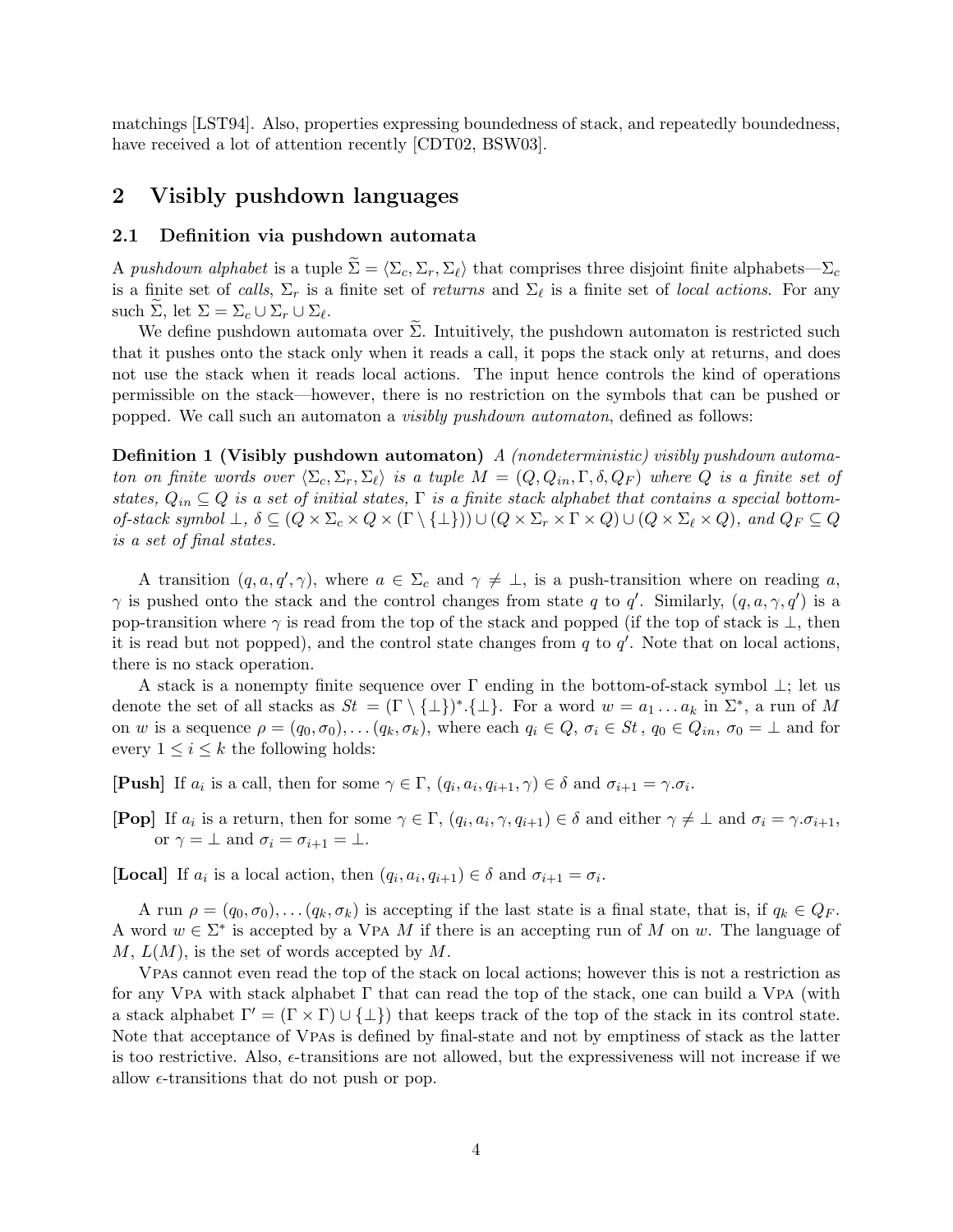matchings [LST94]. Also, properties expressing boundedness of stack, and repeatedly boundedness, have received a lot of attention recently [CDT02, BSW03].

## 2 Visibly pushdown languages

### 2.1 Definition via pushdown automata

A *pushdown alphabet* is a tuple $\widetilde{\Sigma} = \langle \Sigma_c, \Sigma_r, \Sigma_\ell \rangle$ that comprises three disjoint finite alphabets—$\Sigma_c$ is a finite set of *calls*, $\Sigma_r$ is a finite set of *returns* and $\Sigma_\ell$ is a finite set of *local actions*. For any such $\widetilde{\Sigma}$, let $\Sigma = \Sigma_c \cup \Sigma_r \cup \Sigma_\ell$.

We define pushdown automata over $\widetilde{\Sigma}$. Intuitively, the pushdown automaton is restricted such that it pushes onto the stack only when it reads a call, it pops the stack only at returns, and does not use the stack when it reads local actions. The input hence controls the kind of operations permissible on the stack—however, there is no restriction on the symbols that can be pushed or popped. We call such an automaton a *visibly pushdown automaton*, defined as follows:

**Definition 1 (Visibly pushdown automaton)** *A (nondeterministic) visibly pushdown automaton on finite words over $\langle \Sigma_c, \Sigma_r, \Sigma_\ell \rangle$ is a tuple $M = (Q, Q_{in}, \Gamma, \delta, Q_F)$ where $Q$ is a finite set of states, $Q_{in} \subseteq Q$ is a set of initial states, $\Gamma$ is a finite stack alphabet that contains a special bottom-of-stack symbol $\bot$, $\delta \subseteq (Q \times \Sigma_c \times Q \times (\Gamma \setminus \{\bot\})) \cup (Q \times \Sigma_r \times \Gamma \times Q) \cup (Q \times \Sigma_\ell \times Q)$, and $Q_F \subseteq Q$ is a set of final states.*

A transition $(q, a, q', \gamma)$, where $a \in \Sigma_c$ and $\gamma \neq \bot$, is a push-transition where on reading $a$, $\gamma$ is pushed onto the stack and the control changes from state $q$ to $q'$. Similarly, $(q, a, \gamma, q')$ is a pop-transition where $\gamma$ is read from the top of the stack and popped (if the top of stack is $\bot$, then it is read but not popped), and the control state changes from $q$ to $q'$. Note that on local actions, there is no stack operation.

A stack is a nonempty finite sequence over $\Gamma$ ending in the bottom-of-stack symbol $\bot$; let us denote the set of all stacks as $St = (\Gamma \setminus \{\bot\})^*.\{\bot\}$. For a word $w = a_1 \ldots a_k$ in $\Sigma^*$, a run of $M$ on $w$ is a sequence $\rho = (q_0, \sigma_0), \ldots (q_k, \sigma_k)$, where each $q_i \in Q$, $\sigma_i \in St$, $q_0 \in Q_{in}$, $\sigma_0 = \bot$ and for every $1 \leq i \leq k$ the following holds:

**[Push]** If $a_i$ is a call, then for some $\gamma \in \Gamma$, $(q_i, a_i, q_{i+1}, \gamma) \in \delta$ and $\sigma_{i+1} = \gamma.\sigma_i$.

**[Pop]** If $a_i$ is a return, then for some $\gamma \in \Gamma$, $(q_i, a_i, \gamma, q_{i+1}) \in \delta$ and either $\gamma \neq \bot$ and $\sigma_i = \gamma.\sigma_{i+1}$, or $\gamma = \bot$ and $\sigma_i = \sigma_{i+1} = \bot$.

**[Local]** If $a_i$ is a local action, then $(q_i, a_i, q_{i+1}) \in \delta$ and $\sigma_{i+1} = \sigma_i$.

A run $\rho = (q_0, \sigma_0), \ldots (q_k, \sigma_k)$ is accepting if the last state is a final state, that is, if $q_k \in Q_F$. A word $w \in \Sigma^*$ is accepted by a VPA $M$ if there is an accepting run of $M$ on $w$. The language of $M$, $L(M)$, is the set of words accepted by $M$.

VPAs cannot even read the top of the stack on local actions; however this is not a restriction as for any VPA with stack alphabet $\Gamma$ that can read the top of the stack, one can build a VPA (with a stack alphabet $\Gamma' = (\Gamma \times \Gamma) \cup \{\bot\}$) that keeps track of the top of the stack in its control state. Note that acceptance of VPAs is defined by final-state and not by emptiness of stack as the latter is too restrictive. Also, $\epsilon$-transitions are not allowed, but the expressiveness will not increase if we allow $\epsilon$-transitions that do not push or pop.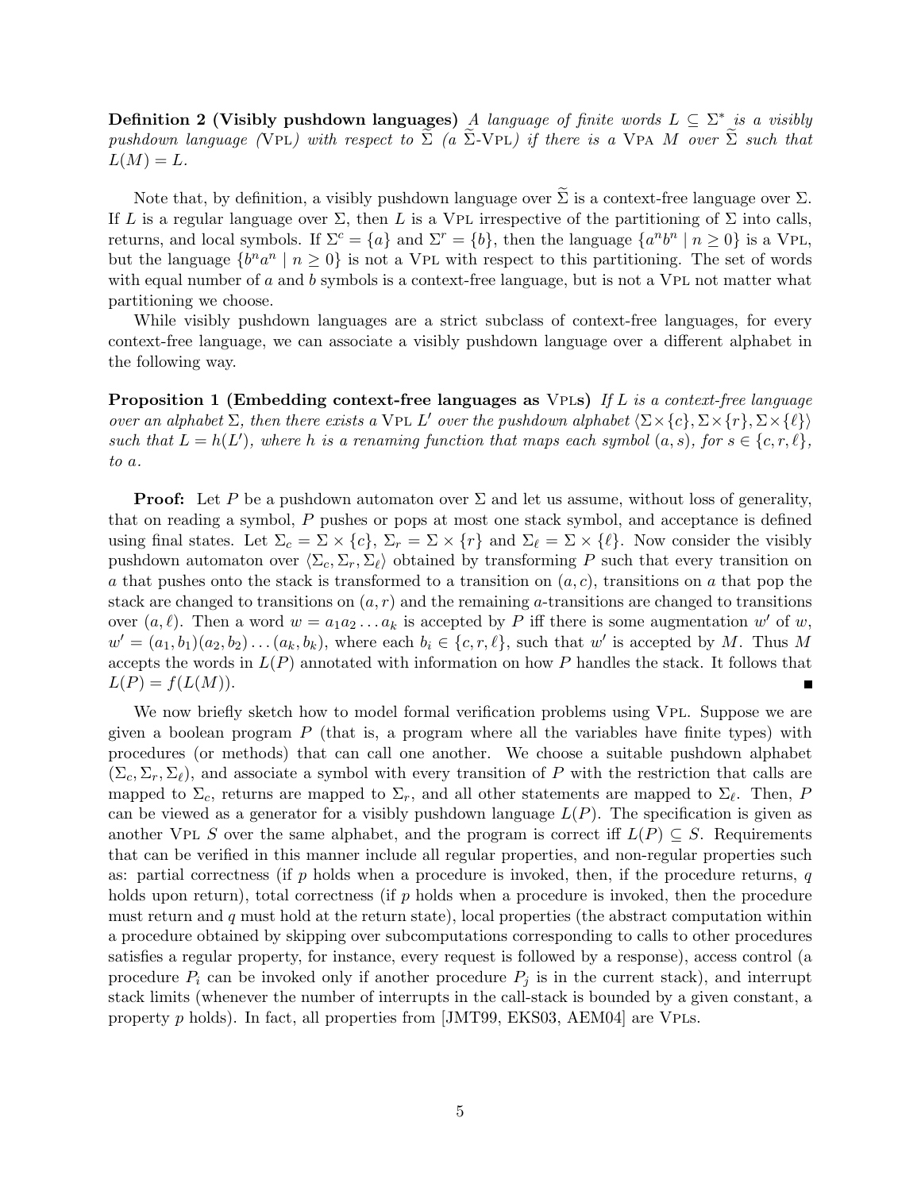**Definition 2 (Visibly pushdown languages)** *A language of finite words $L \subseteq \Sigma^*$ is a visibly pushdown language (*Vpl*) with respect to $\widetilde{\Sigma}$ (a $\widetilde{\Sigma}$-*Vpl*) if there is a* Vpa *$M$ over $\widetilde{\Sigma}$ such that $L(M) = L$.*

Note that, by definition, a visibly pushdown language over $\widetilde{\Sigma}$ is a context-free language over $\Sigma$. If $L$ is a regular language over $\Sigma$, then $L$ is a Vpl irrespective of the partitioning of $\Sigma$ into calls, returns, and local symbols. If $\Sigma^c = \{a\}$ and $\Sigma^r = \{b\}$, then the language $\{a^n b^n \mid n \geq 0\}$ is a Vpl, but the language $\{b^n a^n \mid n \geq 0\}$ is not a Vpl with respect to this partitioning. The set of words with equal number of $a$ and $b$ symbols is a context-free language, but is not a Vpl not matter what partitioning we choose.

While visibly pushdown languages are a strict subclass of context-free languages, for every context-free language, we can associate a visibly pushdown language over a different alphabet in the following way.

**Proposition 1 (Embedding context-free languages as Vpls)** *If $L$ is a context-free language over an alphabet $\Sigma$, then there exists a* Vpl *$L'$ over the pushdown alphabet $\langle \Sigma \times \{c\}, \Sigma \times \{r\}, \Sigma \times \{\ell\} \rangle$ such that $L = h(L')$, where $h$ is a renaming function that maps each symbol $(a, s)$, for $s \in \{c, r, \ell\}$, to $a$.*

**Proof:** Let $P$ be a pushdown automaton over $\Sigma$ and let us assume, without loss of generality, that on reading a symbol, $P$ pushes or pops at most one stack symbol, and acceptance is defined using final states. Let $\Sigma_c = \Sigma \times \{c\}$, $\Sigma_r = \Sigma \times \{r\}$ and $\Sigma_\ell = \Sigma \times \{\ell\}$. Now consider the visibly pushdown automaton over $\langle \Sigma_c, \Sigma_r, \Sigma_\ell \rangle$ obtained by transforming $P$ such that every transition on $a$ that pushes onto the stack is transformed to a transition on $(a, c)$, transitions on $a$ that pop the stack are changed to transitions on $(a, r)$ and the remaining $a$-transitions are changed to transitions over $(a, \ell)$. Then a word $w = a_1 a_2 \ldots a_k$ is accepted by $P$ iff there is some augmentation $w'$ of $w$, $w' = (a_1, b_1)(a_2, b_2) \ldots (a_k, b_k)$, where each $b_i \in \{c, r, \ell\}$, such that $w'$ is accepted by $M$. Thus $M$ accepts the words in $L(P)$ annotated with information on how $P$ handles the stack. It follows that $L(P) = f(L(M))$. ∎

We now briefly sketch how to model formal verification problems using Vpl. Suppose we are given a boolean program $P$ (that is, a program where all the variables have finite types) with procedures (or methods) that can call one another. We choose a suitable pushdown alphabet $(\Sigma_c, \Sigma_r, \Sigma_\ell)$, and associate a symbol with every transition of $P$ with the restriction that calls are mapped to $\Sigma_c$, returns are mapped to $\Sigma_r$, and all other statements are mapped to $\Sigma_\ell$. Then, $P$ can be viewed as a generator for a visibly pushdown language $L(P)$. The specification is given as another Vpl $S$ over the same alphabet, and the program is correct iff $L(P) \subseteq S$. Requirements that can be verified in this manner include all regular properties, and non-regular properties such as: partial correctness (if $p$ holds when a procedure is invoked, then, if the procedure returns, $q$ holds upon return), total correctness (if $p$ holds when a procedure is invoked, then the procedure must return and $q$ must hold at the return state), local properties (the abstract computation within a procedure obtained by skipping over subcomputations corresponding to calls to other procedures satisfies a regular property, for instance, every request is followed by a response), access control (a procedure $P_i$ can be invoked only if another procedure $P_j$ is in the current stack), and interrupt stack limits (whenever the number of interrupts in the call-stack is bounded by a given constant, a property $p$ holds). In fact, all properties from [JMT99, EKS03, AEM04] are Vpls.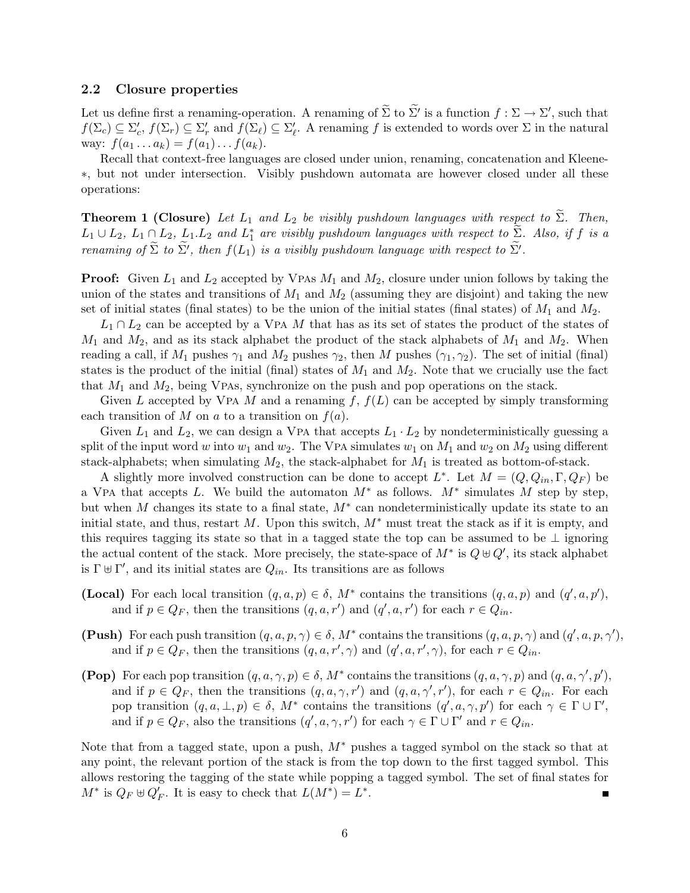### 2.2 Closure properties

Let us define first a renaming-operation. A renaming of $\widetilde{\Sigma}$ to $\widetilde{\Sigma}'$ is a function $f : \Sigma \to \Sigma'$, such that $f(\Sigma_c) \subseteq \Sigma'_c$, $f(\Sigma_r) \subseteq \Sigma'_r$ and $f(\Sigma_\ell) \subseteq \Sigma'_\ell$. A renaming $f$ is extended to words over $\Sigma$ in the natural way: $f(a_1 \dots a_k) = f(a_1) \dots f(a_k)$.

Recall that context-free languages are closed under union, renaming, concatenation and Kleene-$*$, but not under intersection. Visibly pushdown automata are however closed under all these operations:

**Theorem 1 (Closure)** *Let $L_1$ and $L_2$ be visibly pushdown languages with respect to $\widetilde{\Sigma}$. Then, $L_1 \cup L_2$, $L_1 \cap L_2$, $L_1.L_2$ and $L_1^*$ are visibly pushdown languages with respect to $\widetilde{\Sigma}$. Also, if $f$ is a renaming of $\widetilde{\Sigma}$ to $\widetilde{\Sigma}'$, then $f(L_1)$ is a visibly pushdown language with respect to $\widetilde{\Sigma}'$.*

**Proof:** Given $L_1$ and $L_2$ accepted by VPAs $M_1$ and $M_2$, closure under union follows by taking the union of the states and transitions of $M_1$ and $M_2$ (assuming they are disjoint) and taking the new set of initial states (final states) to be the union of the initial states (final states) of $M_1$ and $M_2$.

$L_1 \cap L_2$ can be accepted by a VPA $M$ that has as its set of states the product of the states of $M_1$ and $M_2$, and as its stack alphabet the product of the stack alphabets of $M_1$ and $M_2$. When reading a call, if $M_1$ pushes $\gamma_1$ and $M_2$ pushes $\gamma_2$, then $M$ pushes $(\gamma_1, \gamma_2)$. The set of initial (final) states is the product of the initial (final) states of $M_1$ and $M_2$. Note that we crucially use the fact that $M_1$ and $M_2$, being VPAs, synchronize on the push and pop operations on the stack.

Given $L$ accepted by VPA $M$ and a renaming $f$, $f(L)$ can be accepted by simply transforming each transition of $M$ on $a$ to a transition on $f(a)$.

Given $L_1$ and $L_2$, we can design a VPA that accepts $L_1 \cdot L_2$ by nondeterministically guessing a split of the input word $w$ into $w_1$ and $w_2$. The VPA simulates $w_1$ on $M_1$ and $w_2$ on $M_2$ using different stack-alphabets; when simulating $M_2$, the stack-alphabet for $M_1$ is treated as bottom-of-stack.

A slightly more involved construction can be done to accept $L^*$. Let $M = (Q, Q_{in}, \Gamma, Q_F)$ be a VPA that accepts $L$. We build the automaton $M^*$ as follows. $M^*$ simulates $M$ step by step, but when $M$ changes its state to a final state, $M^*$ can nondeterministically update its state to an initial state, and thus, restart $M$. Upon this switch, $M^*$ must treat the stack as if it is empty, and this requires tagging its state so that in a tagged state the top can be assumed to be $\bot$ ignoring the actual content of the stack. More precisely, the state-space of $M^*$ is $Q \uplus Q'$, its stack alphabet is $\Gamma \uplus \Gamma'$, and its initial states are $Q_{in}$. Its transitions are as follows

**(Local)** For each local transition $(q, a, p) \in \delta$, $M^*$ contains the transitions $(q, a, p)$ and $(q', a, p')$, and if $p \in Q_F$, then the transitions $(q, a, r')$ and $(q', a, r')$ for each $r \in Q_{in}$.

**(Push)** For each push transition $(q, a, p, \gamma) \in \delta$, $M^*$ contains the transitions $(q, a, p, \gamma)$ and $(q', a, p, \gamma')$, and if $p \in Q_F$, then the transitions $(q, a, r', \gamma)$ and $(q', a, r', \gamma)$, for each $r \in Q_{in}$.

**(Pop)** For each pop transition $(q, a, \gamma, p) \in \delta$, $M^*$ contains the transitions $(q, a, \gamma, p)$ and $(q, a, \gamma', p')$, and if $p \in Q_F$, then the transitions $(q, a, \gamma, r')$ and $(q, a, \gamma', r')$, for each $r \in Q_{in}$. For each pop transition $(q, a, \bot, p) \in \delta$, $M^*$ contains the transitions $(q', a, \gamma, p')$ for each $\gamma \in \Gamma \cup \Gamma'$, and if $p \in Q_F$, also the transitions $(q', a, \gamma, r')$ for each $\gamma \in \Gamma \cup \Gamma'$ and $r \in Q_{in}$.

Note that from a tagged state, upon a push, $M^*$ pushes a tagged symbol on the stack so that at any point, the relevant portion of the stack is from the top down to the first tagged symbol. This allows restoring the tagging of the state while popping a tagged symbol. The set of final states for $M^*$ is $Q_F \uplus Q'_F$. It is easy to check that $L(M^*) = L^*$. ∎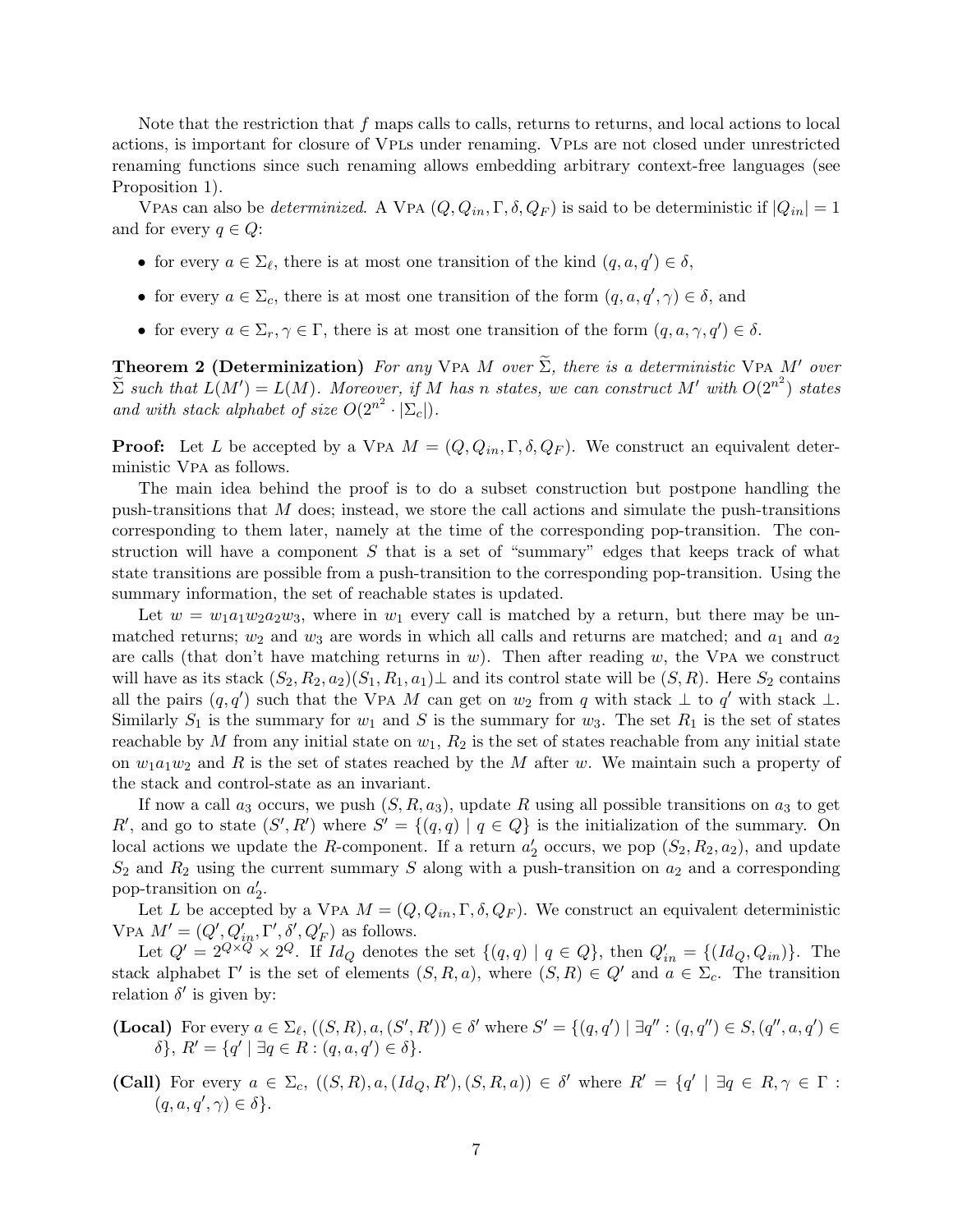Note that the restriction that $f$ maps calls to calls, returns to returns, and local actions to local actions, is important for closure of VPLs under renaming. VPLs are not closed under unrestricted renaming functions since such renaming allows embedding arbitrary context-free languages (see Proposition 1).

VPAs can also be *determinized*. A VPA $(Q, Q_{in}, \Gamma, \delta, Q_F)$ is said to be deterministic if $|Q_{in}| = 1$ and for every $q \in Q$:

- for every $a \in \Sigma_\ell$, there is at most one transition of the kind $(q, a, q') \in \delta$,
- for every $a \in \Sigma_c$, there is at most one transition of the form $(q, a, q', \gamma) \in \delta$, and
- for every $a \in \Sigma_r, \gamma \in \Gamma$, there is at most one transition of the form $(q, a, \gamma, q') \in \delta$.

**Theorem 2 (Determinization)** *For any* VPA $M$ *over* $\widetilde{\Sigma}$*, there is a deterministic* VPA $M'$ *over* $\widetilde{\Sigma}$ *such that* $L(M') = L(M)$*. Moreover, if* $M$ *has* $n$ *states, we can construct* $M'$ *with* $O(2^{n^2})$ *states and with stack alphabet of size* $O(2^{n^2} \cdot |\Sigma_c|)$*.*

**Proof:** Let $L$ be accepted by a VPA $M = (Q, Q_{in}, \Gamma, \delta, Q_F)$. We construct an equivalent deterministic VPA as follows.

The main idea behind the proof is to do a subset construction but postpone handling the push-transitions that $M$ does; instead, we store the call actions and simulate the push-transitions corresponding to them later, namely at the time of the corresponding pop-transition. The construction will have a component $S$ that is a set of "summary" edges that keeps track of what state transitions are possible from a push-transition to the corresponding pop-transition. Using the summary information, the set of reachable states is updated.

Let $w = w_1 a_1 w_2 a_2 w_3$, where in $w_1$ every call is matched by a return, but there may be unmatched returns; $w_2$ and $w_3$ are words in which all calls and returns are matched; and $a_1$ and $a_2$ are calls (that don't have matching returns in $w$). Then after reading $w$, the VPA we construct will have as its stack $(S_2, R_2, a_2)(S_1, R_1, a_1)\bot$ and its control state will be $(S, R)$. Here $S_2$ contains all the pairs $(q, q')$ such that the VPA $M$ can get on $w_2$ from $q$ with stack $\bot$ to $q'$ with stack $\bot$. Similarly $S_1$ is the summary for $w_1$ and $S$ is the summary for $w_3$. The set $R_1$ is the set of states reachable by $M$ from any initial state on $w_1$, $R_2$ is the set of states reachable from any initial state on $w_1 a_1 w_2$ and $R$ is the set of states reached by the $M$ after $w$. We maintain such a property of the stack and control-state as an invariant.

If now a call $a_3$ occurs, we push $(S, R, a_3)$, update $R$ using all possible transitions on $a_3$ to get $R'$, and go to state $(S', R')$ where $S' = \{(q, q) \mid q \in Q\}$ is the initialization of the summary. On local actions we update the $R$-component. If a return $a'_2$ occurs, we pop $(S_2, R_2, a_2)$, and update $S_2$ and $R_2$ using the current summary $S$ along with a push-transition on $a_2$ and a corresponding pop-transition on $a'_2$.

Let $L$ be accepted by a VPA $M = (Q, Q_{in}, \Gamma, \delta, Q_F)$. We construct an equivalent deterministic VPA $M' = (Q', Q'_{in}, \Gamma', \delta', Q'_F)$ as follows.

Let $Q' = 2^{Q \times Q} \times 2^Q$. If $Id_Q$ denotes the set $\{(q, q) \mid q \in Q\}$, then $Q'_{in} = \{(Id_Q, Q_{in})\}$. The stack alphabet $\Gamma'$ is the set of elements $(S, R, a)$, where $(S, R) \in Q'$ and $a \in \Sigma_c$. The transition relation $\delta'$ is given by:

**(Local)** For every $a \in \Sigma_\ell$, $((S, R), a, (S', R')) \in \delta'$ where $S' = \{(q, q') \mid \exists q'' : (q, q'') \in S, (q'', a, q') \in \delta\}$, $R' = \{q' \mid \exists q \in R : (q, a, q') \in \delta\}$.

**(Call)** For every $a \in \Sigma_c$, $((S, R), a, (Id_Q, R'), (S, R, a)) \in \delta'$ where $R' = \{q' \mid \exists q \in R, \gamma \in \Gamma : (q, a, q', \gamma) \in \delta\}$.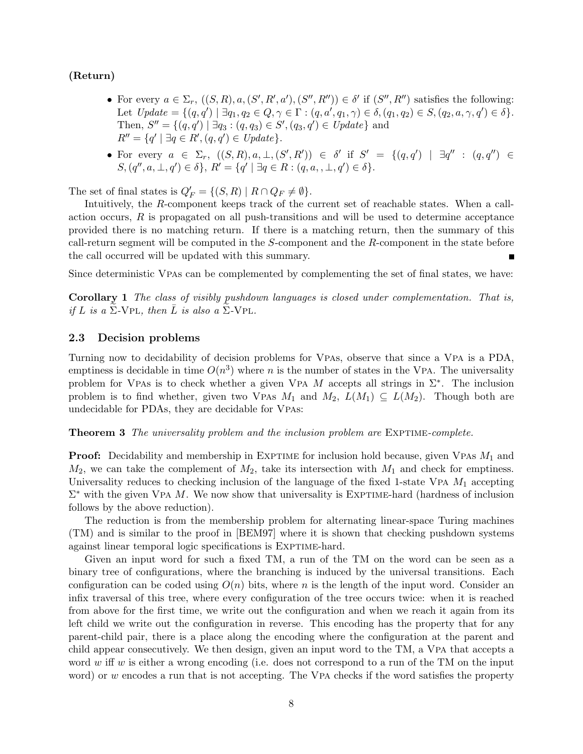**(Return)**

- For every $a \in \Sigma_r$, $((S,R), a, (S', R', a'), (S'', R'')) \in \delta'$ if $(S'', R'')$ satisfies the following: Let $Update = \{(q,q') \mid \exists q_1, q_2 \in Q, \gamma \in \Gamma : (q, a', q_1, \gamma) \in \delta, (q_1, q_2) \in S, (q_2, a, \gamma, q') \in \delta\}$. Then, $S'' = \{(q,q') \mid \exists q_3 : (q, q_3) \in S', (q_3, q') \in Update\}$ and $R'' = \{q' \mid \exists q \in R', (q, q') \in Update\}$.
- For every $a \in \Sigma_r$, $((S,R), a, \perp, (S', R')) \in \delta'$ if $S' = \{(q,q') \mid \exists q'' : (q, q'') \in S, (q'', a, \perp, q') \in \delta\}$, $R' = \{q' \mid \exists q \in R : (q, a, , \perp, q') \in \delta\}$.

The set of final states is $Q'_F = \{(S,R) \mid R \cap Q_F \neq \emptyset\}$.

Intuitively, the $R$-component keeps track of the current set of reachable states. When a call-action occurs, $R$ is propagated on all push-transitions and will be used to determine acceptance provided there is no matching return. If there is a matching return, then the summary of this call-return segment will be computed in the $S$-component and the $R$-component in the state before the call occurred will be updated with this summary. ∎

Since deterministic VPAs can be complemented by complementing the set of final states, we have:

**Corollary 1** *The class of visibly pushdown languages is closed under complementation. That is, if $L$ is a $\tilde{\Sigma}$-VPL, then $\bar{L}$ is also a $\tilde{\Sigma}$-VPL.*

### 2.3 Decision problems

Turning now to decidability of decision problems for VPAs, observe that since a VPA is a PDA, emptiness is decidable in time $O(n^3)$ where $n$ is the number of states in the VPA. The universality problem for VPAs is to check whether a given VPA $M$ accepts all strings in $\Sigma^*$. The inclusion problem is to find whether, given two VPAs $M_1$ and $M_2$, $L(M_1) \subseteq L(M_2)$. Though both are undecidable for PDAs, they are decidable for VPAs:

**Theorem 3** *The universality problem and the inclusion problem are* EXPTIME*-complete.*

**Proof:** Decidability and membership in EXPTIME for inclusion hold because, given VPAs $M_1$ and $M_2$, we can take the complement of $M_2$, take its intersection with $M_1$ and check for emptiness. Universality reduces to checking inclusion of the language of the fixed 1-state VPA $M_1$ accepting $\Sigma^*$ with the given VPA $M$. We now show that universality is EXPTIME-hard (hardness of inclusion follows by the above reduction).

The reduction is from the membership problem for alternating linear-space Turing machines (TM) and is similar to the proof in [BEM97] where it is shown that checking pushdown systems against linear temporal logic specifications is EXPTIME-hard.

Given an input word for such a fixed TM, a run of the TM on the word can be seen as a binary tree of configurations, where the branching is induced by the universal transitions. Each configuration can be coded using $O(n)$ bits, where $n$ is the length of the input word. Consider an infix traversal of this tree, where every configuration of the tree occurs twice: when it is reached from above for the first time, we write out the configuration and when we reach it again from its left child we write out the configuration in reverse. This encoding has the property that for any parent-child pair, there is a place along the encoding where the configuration at the parent and child appear consecutively. We then design, given an input word to the TM, a VPA that accepts a word $w$ iff $w$ is either a wrong encoding (i.e. does not correspond to a run of the TM on the input word) or $w$ encodes a run that is not accepting. The VPA checks if the word satisfies the property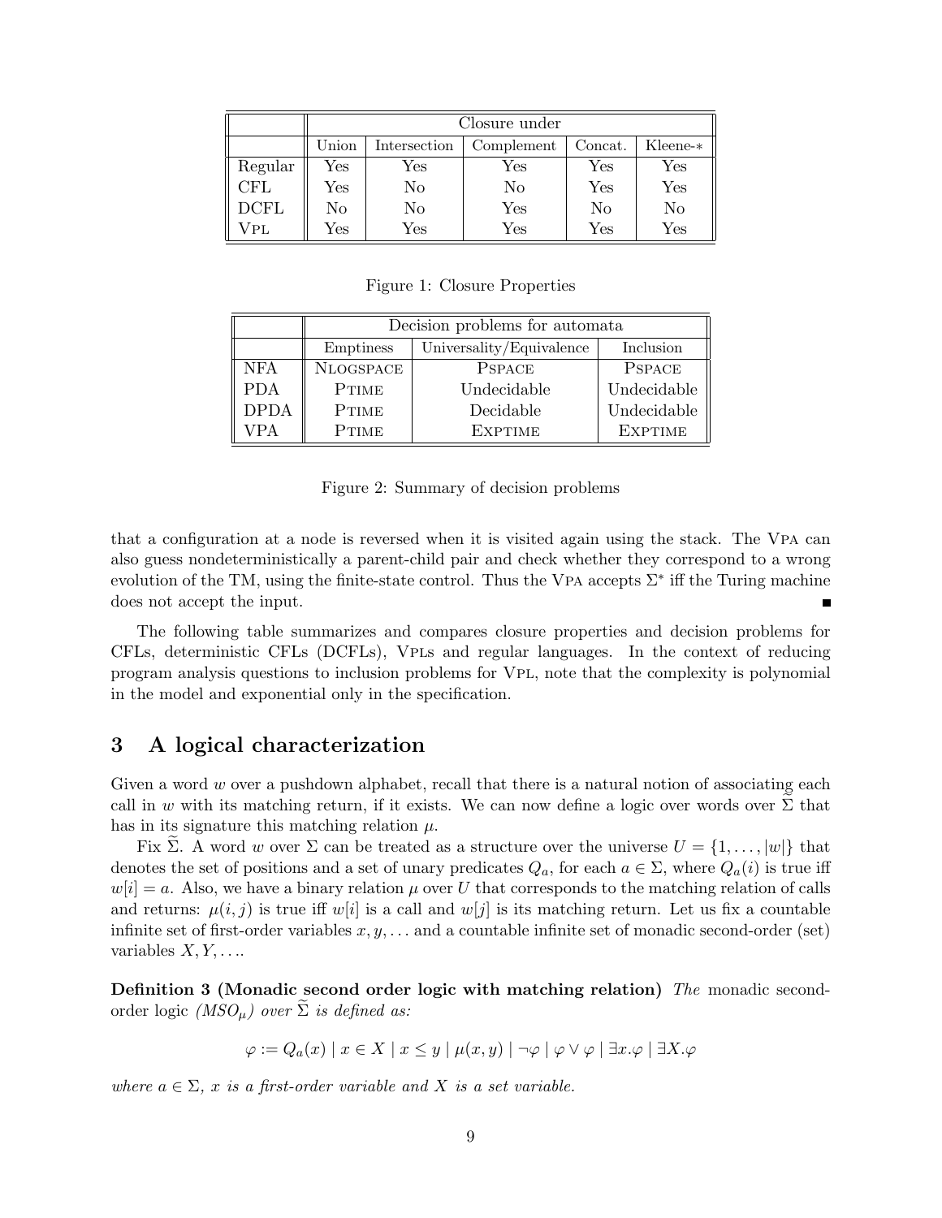|  | Closure under |  |  |  |  |
|---|---|---|---|---|---|
|  | Union | Intersection | Complement | Concat. | Kleene-$*$ |
| Regular | Yes | Yes | Yes | Yes | Yes |
| CFL | Yes | No | No | Yes | Yes |
| DCFL | No | No | Yes | No | No |
| VPL | Yes | Yes | Yes | Yes | Yes |

Figure 1: Closure Properties

|  | Decision problems for automata |  |  |
|---|---|---|---|
|  | Emptiness | Universality/Equivalence | Inclusion |
| NFA | NLOGSPACE | PSPACE | PSPACE |
| PDA | PTIME | Undecidable | Undecidable |
| DPDA | PTIME | Decidable | Undecidable |
| VPA | PTIME | EXPTIME | EXPTIME |

Figure 2: Summary of decision problems

that a configuration at a node is reversed when it is visited again using the stack. The VPA can also guess nondeterministically a parent-child pair and check whether they correspond to a wrong evolution of the TM, using the finite-state control. Thus the VPA accepts $\Sigma^*$ iff the Turing machine does not accept the input. ∎

The following table summarizes and compares closure properties and decision problems for CFLs, deterministic CFLs (DCFLs), VPLs and regular languages. In the context of reducing program analysis questions to inclusion problems for VPL, note that the complexity is polynomial in the model and exponential only in the specification.

# 3 A logical characterization

Given a word $w$ over a pushdown alphabet, recall that there is a natural notion of associating each call in $w$ with its matching return, if it exists. We can now define a logic over words over $\widetilde{\Sigma}$ that has in its signature this matching relation $\mu$.

Fix $\widetilde{\Sigma}$. A word $w$ over $\Sigma$ can be treated as a structure over the universe $U = \{1, \ldots, |w|\}$ that denotes the set of positions and a set of unary predicates $Q_a$, for each $a \in \Sigma$, where $Q_a(i)$ is true iff $w[i] = a$. Also, we have a binary relation $\mu$ over $U$ that corresponds to the matching relation of calls and returns: $\mu(i, j)$ is true iff $w[i]$ is a call and $w[j]$ is its matching return. Let us fix a countable infinite set of first-order variables $x, y, \ldots$ and a countable infinite set of monadic second-order (set) variables $X, Y, \ldots$.

**Definition 3 (Monadic second order logic with matching relation)** *The* monadic second-order logic *($MSO_\mu$) over $\widetilde{\Sigma}$ is defined as:*

$$\varphi := Q_a(x) \mid x \in X \mid x \leq y \mid \mu(x, y) \mid \neg\varphi \mid \varphi \vee \varphi \mid \exists x.\varphi \mid \exists X.\varphi$$

*where $a \in \Sigma$, $x$ is a first-order variable and $X$ is a set variable.*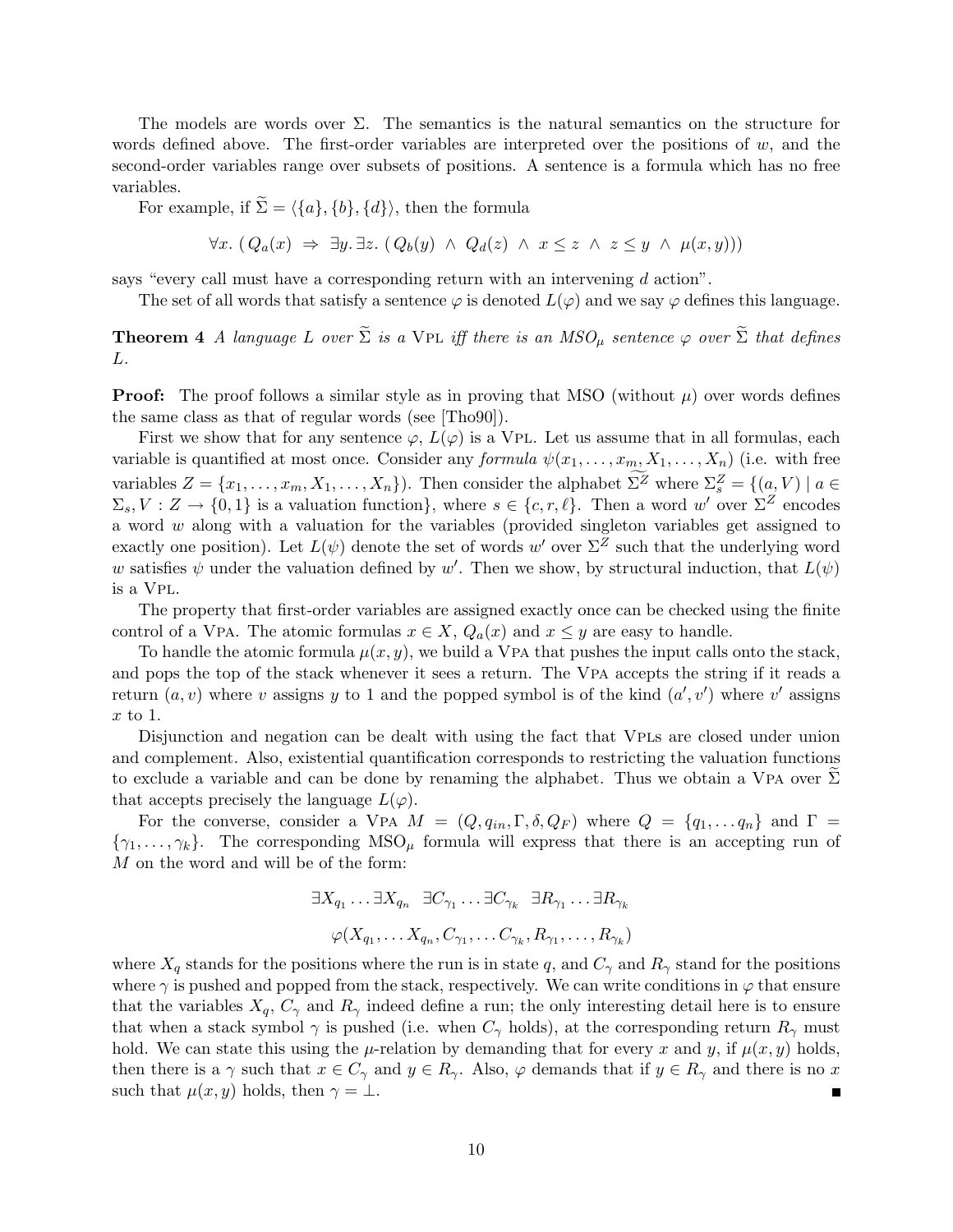The models are words over $\Sigma$. The semantics is the natural semantics on the structure for words defined above. The first-order variables are interpreted over the positions of $w$, and the second-order variables range over subsets of positions. A sentence is a formula which has no free variables.

For example, if $\widetilde{\Sigma} = \langle \{a\}, \{b\}, \{d\} \rangle$, then the formula

$$\forall x. \,(\, Q_a(x) \;\Rightarrow\; \exists y. \exists z. \,(\, Q_b(y) \;\wedge\; Q_d(z) \;\wedge\; x \leq z \;\wedge\; z \leq y \;\wedge\; \mu(x,y)))$$

says "every call must have a corresponding return with an intervening $d$ action".

The set of all words that satisfy a sentence $\varphi$ is denoted $L(\varphi)$ and we say $\varphi$ defines this language.

**Theorem 4** *A language $L$ over $\widetilde{\Sigma}$ is a* VPL *iff there is an $MSO_\mu$ sentence $\varphi$ over $\widetilde{\Sigma}$ that defines $L$.*

**Proof:** The proof follows a similar style as in proving that MSO (without $\mu$) over words defines the same class as that of regular words (see [Tho90]).

First we show that for any sentence $\varphi$, $L(\varphi)$ is a VPL. Let us assume that in all formulas, each variable is quantified at most once. Consider any *formula* $\psi(x_1, \ldots, x_m, X_1, \ldots, X_n)$ (i.e. with free variables $Z = \{x_1, \ldots, x_m, X_1, \ldots, X_n\}$). Then consider the alphabet $\widetilde{\Sigma^Z}$ where $\Sigma_s^Z = \{(a, V) \mid a \in \Sigma_s, V : Z \rightarrow \{0, 1\}$ is a valuation function$\}$, where $s \in \{c, r, \ell\}$. Then a word $w'$ over $\Sigma^Z$ encodes a word $w$ along with a valuation for the variables (provided singleton variables get assigned to exactly one position). Let $L(\psi)$ denote the set of words $w'$ over $\Sigma^Z$ such that the underlying word $w$ satisfies $\psi$ under the valuation defined by $w'$. Then we show, by structural induction, that $L(\psi)$ is a VPL.

The property that first-order variables are assigned exactly once can be checked using the finite control of a VPA. The atomic formulas $x \in X$, $Q_a(x)$ and $x \leq y$ are easy to handle.

To handle the atomic formula $\mu(x, y)$, we build a VPA that pushes the input calls onto the stack, and pops the top of the stack whenever it sees a return. The VPA accepts the string if it reads a return $(a, v)$ where $v$ assigns $y$ to 1 and the popped symbol is of the kind $(a', v')$ where $v'$ assigns $x$ to 1.

Disjunction and negation can be dealt with using the fact that VPLs are closed under union and complement. Also, existential quantification corresponds to restricting the valuation functions to exclude a variable and can be done by renaming the alphabet. Thus we obtain a VPA over $\widetilde{\Sigma}$ that accepts precisely the language $L(\varphi)$.

For the converse, consider a VPA $M = (Q, q_{in}, \Gamma, \delta, Q_F)$ where $Q = \{q_1, \ldots q_n\}$ and $\Gamma = \{\gamma_1, \ldots, \gamma_k\}$. The corresponding $\text{MSO}_\mu$ formula will express that there is an accepting run of $M$ on the word and will be of the form:

$$\exists X_{q_1} \ldots \exists X_{q_n} \;\; \exists C_{\gamma_1} \ldots \exists C_{\gamma_k} \;\; \exists R_{\gamma_1} \ldots \exists R_{\gamma_k}$$

$$\varphi(X_{q_1}, \ldots X_{q_n}, C_{\gamma_1}, \ldots C_{\gamma_k}, R_{\gamma_1}, \ldots, R_{\gamma_k})$$

where $X_q$ stands for the positions where the run is in state $q$, and $C_\gamma$ and $R_\gamma$ stand for the positions where $\gamma$ is pushed and popped from the stack, respectively. We can write conditions in $\varphi$ that ensure that the variables $X_q$, $C_\gamma$ and $R_\gamma$ indeed define a run; the only interesting detail here is to ensure that when a stack symbol $\gamma$ is pushed (i.e. when $C_\gamma$ holds), at the corresponding return $R_\gamma$ must hold. We can state this using the $\mu$-relation by demanding that for every $x$ and $y$, if $\mu(x, y)$ holds, then there is a $\gamma$ such that $x \in C_\gamma$ and $y \in R_\gamma$. Also, $\varphi$ demands that if $y \in R_\gamma$ and there is no $x$ such that $\mu(x, y)$ holds, then $\gamma = \perp$. ∎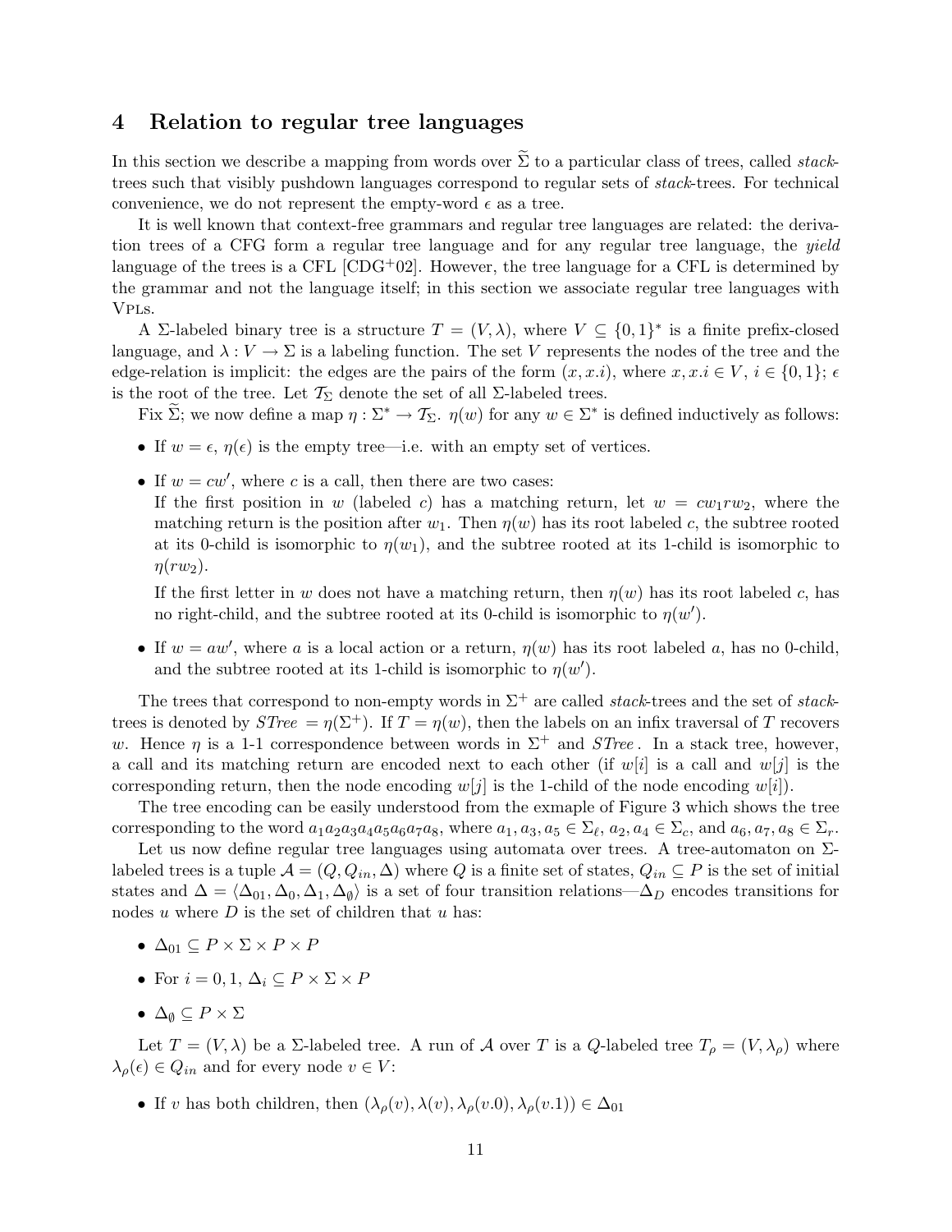## 4 Relation to regular tree languages

In this section we describe a mapping from words over $\widetilde{\Sigma}$ to a particular class of trees, called *stack*-trees such that visibly pushdown languages correspond to regular sets of *stack*-trees. For technical convenience, we do not represent the empty-word $\epsilon$ as a tree.

It is well known that context-free grammars and regular tree languages are related: the derivation trees of a CFG form a regular tree language and for any regular tree language, the *yield* language of the trees is a CFL [CDG+02]. However, the tree language for a CFL is determined by the grammar and not the language itself; in this section we associate regular tree languages with VPLs.

A $\Sigma$-labeled binary tree is a structure $T = (V, \lambda)$, where $V \subseteq \{0,1\}^*$ is a finite prefix-closed language, and $\lambda : V \to \Sigma$ is a labeling function. The set $V$ represents the nodes of the tree and the edge-relation is implicit: the edges are the pairs of the form $(x, x.i)$, where $x, x.i \in V$, $i \in \{0,1\}$; $\epsilon$ is the root of the tree. Let $\mathcal{T}_\Sigma$ denote the set of all $\Sigma$-labeled trees.

Fix $\widetilde{\Sigma}$; we now define a map $\eta : \Sigma^* \to \mathcal{T}_\Sigma$. $\eta(w)$ for any $w \in \Sigma^*$ is defined inductively as follows:

- If $w = \epsilon$, $\eta(\epsilon)$ is the empty tree—i.e. with an empty set of vertices.
- If $w = cw'$, where $c$ is a call, then there are two cases:
  If the first position in $w$ (labeled $c$) has a matching return, let $w = cw_1rw_2$, where the matching return is the position after $w_1$. Then $\eta(w)$ has its root labeled $c$, the subtree rooted at its 0-child is isomorphic to $\eta(w_1)$, and the subtree rooted at its 1-child is isomorphic to $\eta(rw_2)$.

  If the first letter in $w$ does not have a matching return, then $\eta(w)$ has its root labeled $c$, has no right-child, and the subtree rooted at its 0-child is isomorphic to $\eta(w')$.
- If $w = aw'$, where $a$ is a local action or a return, $\eta(w)$ has its root labeled $a$, has no 0-child, and the subtree rooted at its 1-child is isomorphic to $\eta(w')$.

The trees that correspond to non-empty words in $\Sigma^+$ are called *stack*-trees and the set of *stack*-trees is denoted by $STree = \eta(\Sigma^+)$. If $T = \eta(w)$, then the labels on an infix traversal of $T$ recovers $w$. Hence $\eta$ is a 1-1 correspondence between words in $\Sigma^+$ and $STree$. In a stack tree, however, a call and its matching return are encoded next to each other (if $w[i]$ is a call and $w[j]$ is the corresponding return, then the node encoding $w[j]$ is the 1-child of the node encoding $w[i]$).

The tree encoding can be easily understood from the exmaple of Figure 3 which shows the tree corresponding to the word $a_1a_2a_3a_4a_5a_6a_7a_8$, where $a_1, a_3, a_5 \in \Sigma_\ell$, $a_2, a_4 \in \Sigma_c$, and $a_6, a_7, a_8 \in \Sigma_r$.

Let us now define regular tree languages using automata over trees. A tree-automaton on $\Sigma$-labeled trees is a tuple $\mathcal{A} = (Q, Q_{in}, \Delta)$ where $Q$ is a finite set of states, $Q_{in} \subseteq P$ is the set of initial states and $\Delta = \langle \Delta_{01}, \Delta_0, \Delta_1, \Delta_\emptyset \rangle$ is a set of four transition relations—$\Delta_D$ encodes transitions for nodes $u$ where $D$ is the set of children that $u$ has:

- $\Delta_{01} \subseteq P \times \Sigma \times P \times P$
- For $i = 0, 1$, $\Delta_i \subseteq P \times \Sigma \times P$
- $\Delta_\emptyset \subseteq P \times \Sigma$

Let $T = (V, \lambda)$ be a $\Sigma$-labeled tree. A run of $\mathcal{A}$ over $T$ is a $Q$-labeled tree $T_\rho = (V, \lambda_\rho)$ where $\lambda_\rho(\epsilon) \in Q_{in}$ and for every node $v \in V$:

- If $v$ has both children, then $(\lambda_\rho(v), \lambda(v), \lambda_\rho(v.0), \lambda_\rho(v.1)) \in \Delta_{01}$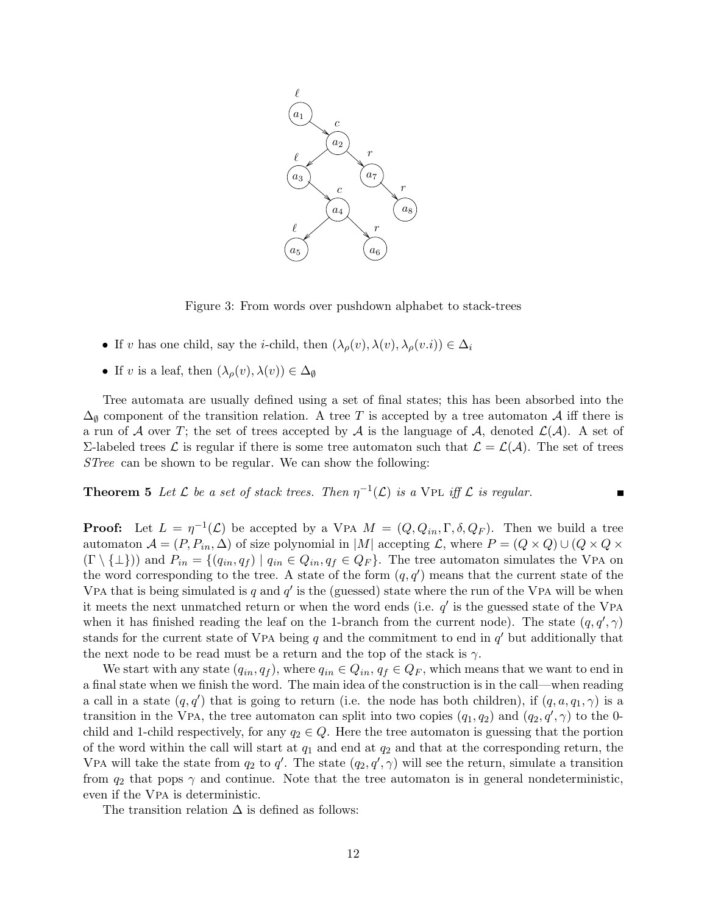Figure 3: From words over pushdown alphabet to stack-trees

- If $v$ has one child, say the $i$-child, then $(\lambda_\rho(v), \lambda(v), \lambda_\rho(v.i)) \in \Delta_i$
- If $v$ is a leaf, then $(\lambda_\rho(v), \lambda(v)) \in \Delta_\emptyset$

Tree automata are usually defined using a set of final states; this has been absorbed into the $\Delta_\emptyset$ component of the transition relation. A tree $T$ is accepted by a tree automaton $\mathcal{A}$ iff there is a run of $\mathcal{A}$ over $T$; the set of trees accepted by $\mathcal{A}$ is the language of $\mathcal{A}$, denoted $\mathcal{L}(\mathcal{A})$. A set of $\Sigma$-labeled trees $\mathcal{L}$ is regular if there is some tree automaton such that $\mathcal{L} = \mathcal{L}(\mathcal{A})$. The set of trees *STree* can be shown to be regular. We can show the following:

**Theorem 5** *Let $\mathcal{L}$ be a set of stack trees. Then $\eta^{-1}(\mathcal{L})$ is a* VPL *iff $\mathcal{L}$ is regular.* ∎

**Proof:** Let $L = \eta^{-1}(\mathcal{L})$ be accepted by a VPA $M = (Q, Q_{in}, \Gamma, \delta, Q_F)$. Then we build a tree automaton $\mathcal{A} = (P, P_{in}, \Delta)$ of size polynomial in $|M|$ accepting $\mathcal{L}$, where $P = (Q \times Q) \cup (Q \times Q \times (\Gamma \setminus \{\bot\}))$ and $P_{in} = \{(q_{in}, q_f) \mid q_{in} \in Q_{in}, q_f \in Q_F\}$. The tree automaton simulates the VPA on the word corresponding to the tree. A state of the form $(q, q')$ means that the current state of the VPA that is being simulated is $q$ and $q'$ is the (guessed) state where the run of the VPA will be when it meets the next unmatched return or when the word ends (i.e. $q'$ is the guessed state of the VPA when it has finished reading the leaf on the 1-branch from the current node). The state $(q, q', \gamma)$ stands for the current state of VPA being $q$ and the commitment to end in $q'$ but additionally that the next node to be read must be a return and the top of the stack is $\gamma$.

We start with any state $(q_{in}, q_f)$, where $q_{in} \in Q_{in}$, $q_f \in Q_F$, which means that we want to end in a final state when we finish the word. The main idea of the construction is in the call—when reading a call in a state $(q, q')$ that is going to return (i.e. the node has both children), if $(q, a, q_1, \gamma)$ is a transition in the VPA, the tree automaton can split into two copies $(q_1, q_2)$ and $(q_2, q', \gamma)$ to the 0-child and 1-child respectively, for any $q_2 \in Q$. Here the tree automaton is guessing that the portion of the word within the call will start at $q_1$ and end at $q_2$ and that at the corresponding return, the VPA will take the state from $q_2$ to $q'$. The state $(q_2, q', \gamma)$ will see the return, simulate a transition from $q_2$ that pops $\gamma$ and continue. Note that the tree automaton is in general nondeterministic, even if the VPA is deterministic.

The transition relation $\Delta$ is defined as follows: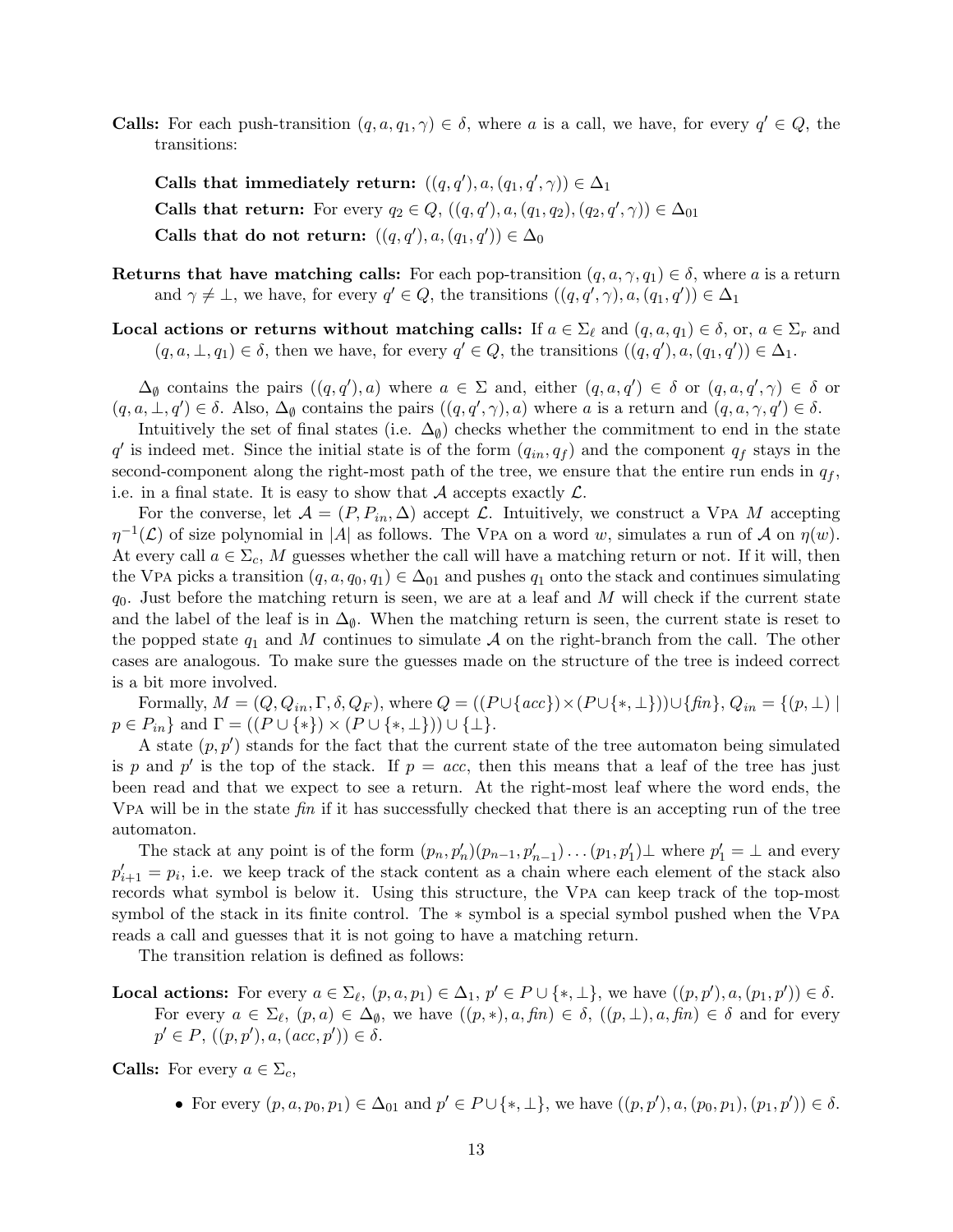**Calls:** For each push-transition $(q, a, q_1, \gamma) \in \delta$, where $a$ is a call, we have, for every $q' \in Q$, the transitions:

**Calls that immediately return:** $((q, q'), a, (q_1, q', \gamma)) \in \Delta_1$

**Calls that return:** For every $q_2 \in Q$, $((q, q'), a, (q_1, q_2), (q_2, q', \gamma)) \in \Delta_{01}$

**Calls that do not return:** $((q, q'), a, (q_1, q')) \in \Delta_0$

**Returns that have matching calls:** For each pop-transition $(q, a, \gamma, q_1) \in \delta$, where $a$ is a return and $\gamma \neq \perp$, we have, for every $q' \in Q$, the transitions $((q, q', \gamma), a, (q_1, q')) \in \Delta_1$

**Local actions or returns without matching calls:** If $a \in \Sigma_\ell$ and $(q, a, q_1) \in \delta$, or, $a \in \Sigma_r$ and $(q, a, \perp, q_1) \in \delta$, then we have, for every $q' \in Q$, the transitions $((q, q'), a, (q_1, q')) \in \Delta_1$.

$\Delta_\emptyset$ contains the pairs $((q, q'), a)$ where $a \in \Sigma$ and, either $(q, a, q') \in \delta$ or $(q, a, q', \gamma) \in \delta$ or $(q, a, \perp, q') \in \delta$. Also, $\Delta_\emptyset$ contains the pairs $((q, q', \gamma), a)$ where $a$ is a return and $(q, a, \gamma, q') \in \delta$.

Intuitively the set of final states (i.e. $\Delta_\emptyset$) checks whether the commitment to end in the state $q'$ is indeed met. Since the initial state is of the form $(q_{in}, q_f)$ and the component $q_f$ stays in the second-component along the right-most path of the tree, we ensure that the entire run ends in $q_f$, i.e. in a final state. It is easy to show that $\mathcal{A}$ accepts exactly $\mathcal{L}$.

For the converse, let $\mathcal{A} = (P, P_{in}, \Delta)$ accept $\mathcal{L}$. Intuitively, we construct a VPA $M$ accepting $\eta^{-1}(\mathcal{L})$ of size polynomial in $|A|$ as follows. The VPA on a word $w$, simulates a run of $\mathcal{A}$ on $\eta(w)$. At every call $a \in \Sigma_c$, $M$ guesses whether the call will have a matching return or not. If it will, then the VPA picks a transition $(q, a, q_0, q_1) \in \Delta_{01}$ and pushes $q_1$ onto the stack and continues simulating $q_0$. Just before the matching return is seen, we are at a leaf and $M$ will check if the current state and the label of the leaf is in $\Delta_\emptyset$. When the matching return is seen, the current state is reset to the popped state $q_1$ and $M$ continues to simulate $\mathcal{A}$ on the right-branch from the call. The other cases are analogous. To make sure the guesses made on the structure of the tree is indeed correct is a bit more involved.

Formally, $M = (Q, Q_{in}, \Gamma, \delta, Q_F)$, where $Q = ((P \cup \{acc\}) \times (P \cup \{*, \perp\})) \cup \{\mathit{fin}\}$, $Q_{in} = \{(p, \perp) \mid p \in P_{in}\}$ and $\Gamma = ((P \cup \{*\}) \times (P \cup \{*, \perp\})) \cup \{\perp\}$.

A state $(p, p')$ stands for the fact that the current state of the tree automaton being simulated is $p$ and $p'$ is the top of the stack. If $p = acc$, then this means that a leaf of the tree has just been read and that we expect to see a return. At the right-most leaf where the word ends, the VPA will be in the state $\mathit{fin}$ if it has successfully checked that there is an accepting run of the tree automaton.

The stack at any point is of the form $(p_n, p'_n)(p_{n-1}, p'_{n-1}) \ldots (p_1, p'_1)\perp$ where $p'_1 = \perp$ and every $p'_{i+1} = p_i$, i.e. we keep track of the stack content as a chain where each element of the stack also records what symbol is below it. Using this structure, the VPA can keep track of the top-most symbol of the stack in its finite control. The $*$ symbol is a special symbol pushed when the VPA reads a call and guesses that it is not going to have a matching return.

The transition relation is defined as follows:

**Local actions:** For every $a \in \Sigma_\ell$, $(p, a, p_1) \in \Delta_1$, $p' \in P \cup \{*, \perp\}$, we have $((p, p'), a, (p_1, p')) \in \delta$. For every $a \in \Sigma_\ell$, $(p, a) \in \Delta_\emptyset$, we have $((p, *), a, \mathit{fin}) \in \delta$, $((p, \perp), a, \mathit{fin}) \in \delta$ and for every $p' \in P$, $((p, p'), a, (acc, p')) \in \delta$.

**Calls:** For every $a \in \Sigma_c$,

- For every $(p, a, p_0, p_1) \in \Delta_{01}$ and $p' \in P \cup \{*, \perp\}$, we have $((p, p'), a, (p_0, p_1), (p_1, p')) \in \delta$.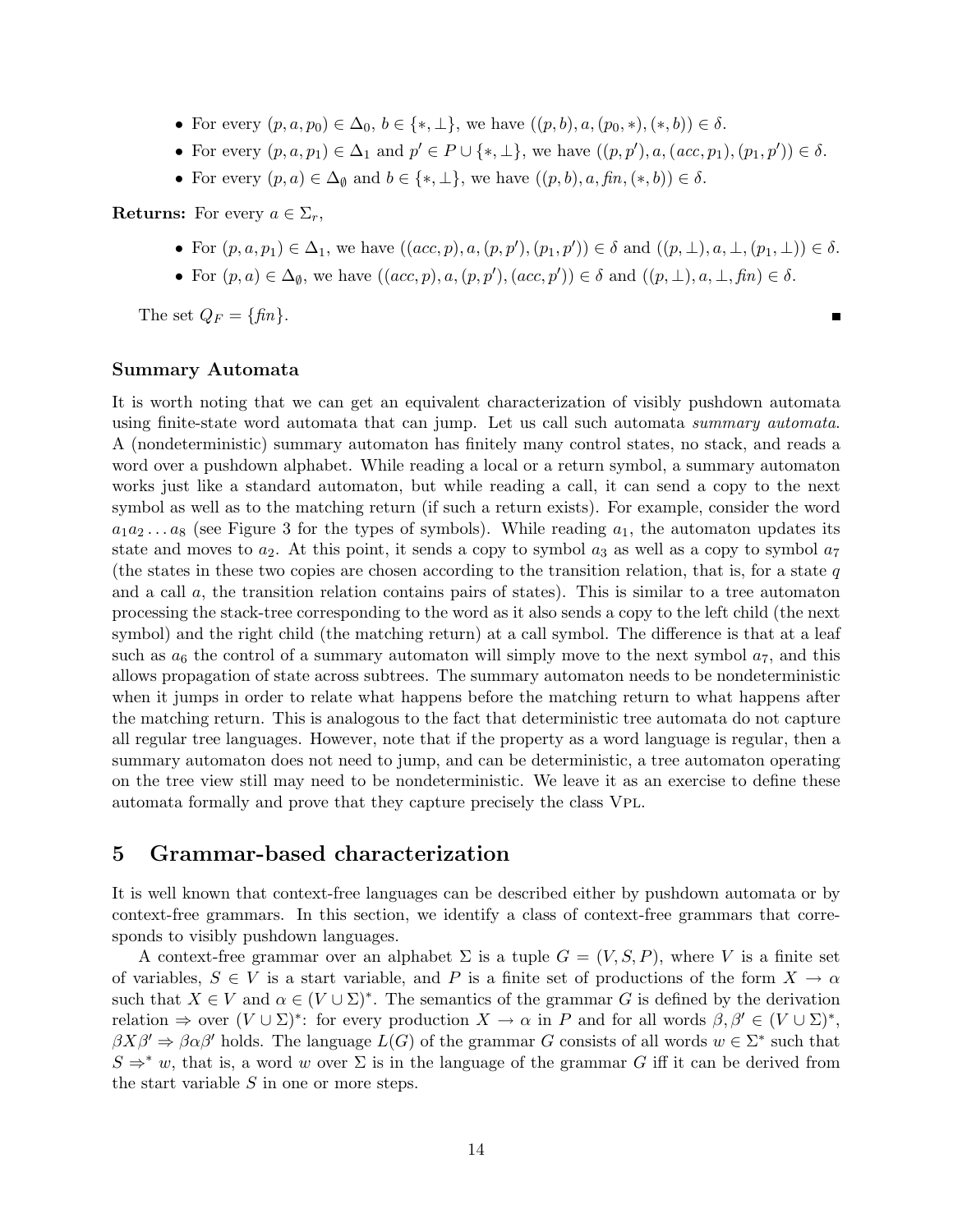- For every $(p, a, p_0) \in \Delta_0$, $b \in \{*, \perp\}$, we have $((p, b), a, (p_0, *), (*, b)) \in \delta$.
- For every $(p, a, p_1) \in \Delta_1$ and $p' \in P \cup \{*, \perp\}$, we have $((p, p'), a, (acc, p_1), (p_1, p')) \in \delta$.
- For every $(p, a) \in \Delta_\emptyset$ and $b \in \{*, \perp\}$, we have $((p, b), a, \mathit{fin}, (*, b)) \in \delta$.

**Returns:** For every $a \in \Sigma_r$,

- For $(p, a, p_1) \in \Delta_1$, we have $((acc, p), a, (p, p'), (p_1, p')) \in \delta$ and $((p, \perp), a, \perp, (p_1, \perp)) \in \delta$.
- For $(p, a) \in \Delta_\emptyset$, we have $((acc, p), a, (p, p'), (acc, p')) \in \delta$ and $((p, \perp), a, \perp, \mathit{fin}) \in \delta$.

The set $Q_F = \{\mathit{fin}\}$. ∎

### Summary Automata

It is worth noting that we can get an equivalent characterization of visibly pushdown automata using finite-state word automata that can jump. Let us call such automata *summary automata*. A (nondeterministic) summary automaton has finitely many control states, no stack, and reads a word over a pushdown alphabet. While reading a local or a return symbol, a summary automaton works just like a standard automaton, but while reading a call, it can send a copy to the next symbol as well as to the matching return (if such a return exists). For example, consider the word $a_1 a_2 \ldots a_8$ (see Figure 3 for the types of symbols). While reading $a_1$, the automaton updates its state and moves to $a_2$. At this point, it sends a copy to symbol $a_3$ as well as a copy to symbol $a_7$ (the states in these two copies are chosen according to the transition relation, that is, for a state $q$ and a call $a$, the transition relation contains pairs of states). This is similar to a tree automaton processing the stack-tree corresponding to the word as it also sends a copy to the left child (the next symbol) and the right child (the matching return) at a call symbol. The difference is that at a leaf such as $a_6$ the control of a summary automaton will simply move to the next symbol $a_7$, and this allows propagation of state across subtrees. The summary automaton needs to be nondeterministic when it jumps in order to relate what happens before the matching return to what happens after the matching return. This is analogous to the fact that deterministic tree automata do not capture all regular tree languages. However, note that if the property as a word language is regular, then a summary automaton does not need to jump, and can be deterministic, a tree automaton operating on the tree view still may need to be nondeterministic. We leave it as an exercise to define these automata formally and prove that they capture precisely the class VPL.

## 5 Grammar-based characterization

It is well known that context-free languages can be described either by pushdown automata or by context-free grammars. In this section, we identify a class of context-free grammars that corresponds to visibly pushdown languages.

A context-free grammar over an alphabet $\Sigma$ is a tuple $G = (V, S, P)$, where $V$ is a finite set of variables, $S \in V$ is a start variable, and $P$ is a finite set of productions of the form $X \to \alpha$ such that $X \in V$ and $\alpha \in (V \cup \Sigma)^*$. The semantics of the grammar $G$ is defined by the derivation relation $\Rightarrow$ over $(V \cup \Sigma)^*$: for every production $X \to \alpha$ in $P$ and for all words $\beta, \beta' \in (V \cup \Sigma)^*$, $\beta X \beta' \Rightarrow \beta\alpha\beta'$ holds. The language $L(G)$ of the grammar $G$ consists of all words $w \in \Sigma^*$ such that $S \Rightarrow^* w$, that is, a word $w$ over $\Sigma$ is in the language of the grammar $G$ iff it can be derived from the start variable $S$ in one or more steps.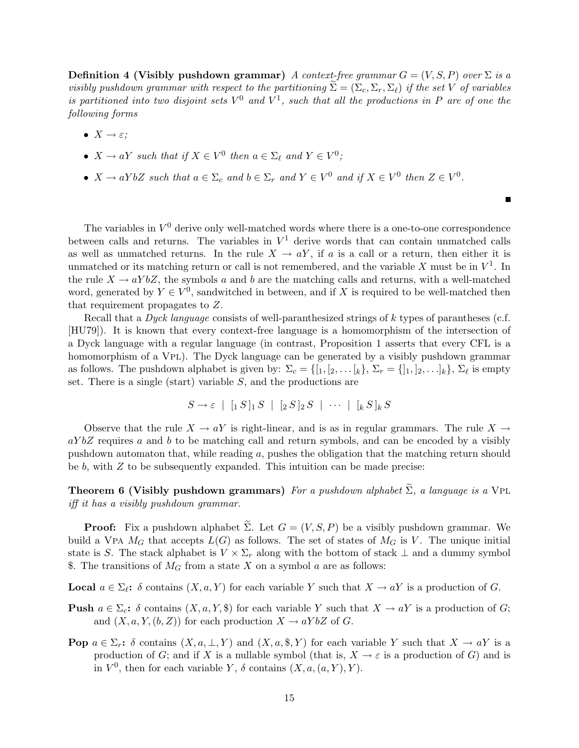**Definition 4 (Visibly pushdown grammar)** *A context-free grammar $G = (V, S, P)$ over $\Sigma$ is a visibly pushdown grammar with respect to the partitioning $\widetilde{\Sigma} = (\Sigma_c, \Sigma_r, \Sigma_\ell)$ if the set $V$ of variables is partitioned into two disjoint sets $V^0$ and $V^1$, such that all the productions in $P$ are of one the following forms*

- $X \to \varepsilon$;
- $X \to aY$ *such that if* $X \in V^0$ *then* $a \in \Sigma_\ell$ *and* $Y \in V^0$;
- $X \to aYbZ$ *such that* $a \in \Sigma_c$ *and* $b \in \Sigma_r$ *and* $Y \in V^0$ *and if* $X \in V^0$ *then* $Z \in V^0$.

■

The variables in $V^0$ derive only well-matched words where there is a one-to-one correspondence between calls and returns. The variables in $V^1$ derive words that can contain unmatched calls as well as unmatched returns. In the rule $X \to aY$, if $a$ is a call or a return, then either it is unmatched or its matching return or call is not remembered, and the variable $X$ must be in $V^1$. In the rule $X \to aYbZ$, the symbols $a$ and $b$ are the matching calls and returns, with a well-matched word, generated by $Y \in V^0$, sandwitched in between, and if $X$ is required to be well-matched then that requirement propagates to $Z$.

Recall that a *Dyck language* consists of well-paranthesized strings of $k$ types of parantheses (c.f. [HU79]). It is known that every context-free language is a homomorphism of the intersection of a Dyck language with a regular language (in contrast, Proposition 1 asserts that every CFL is a homomorphism of a VPL). The Dyck language can be generated by a visibly pushdown grammar as follows. The pushdown alphabet is given by: $\Sigma_c = \{[_1, [_2, \ldots [_k\}$, $\Sigma_r = \{]_1, ]_2, \ldots ]_k\}$, $\Sigma_\ell$ is empty set. There is a single (start) variable $S$, and the productions are

$$S \to \varepsilon \ \mid \ [_1\, S\, ]_1\, S \ \mid \ [_2\, S\, ]_2\, S \ \mid \ \cdots \ \mid \ [_k\, S\, ]_k\, S$$

Observe that the rule $X \to aY$ is right-linear, and is as in regular grammars. The rule $X \to aYbZ$ requires $a$ and $b$ to be matching call and return symbols, and can be encoded by a visibly pushdown automaton that, while reading $a$, pushes the obligation that the matching return should be $b$, with $Z$ to be subsequently expanded. This intuition can be made precise:

**Theorem 6 (Visibly pushdown grammars)** *For a pushdown alphabet $\widetilde{\Sigma}$, a language is a* VPL *iff it has a visibly pushdown grammar.*

**Proof:** Fix a pushdown alphabet $\widetilde{\Sigma}$. Let $G = (V, S, P)$ be a visibly pushdown grammar. We build a VPA $M_G$ that accepts $L(G)$ as follows. The set of states of $M_G$ is $V$. The unique initial state is $S$. The stack alphabet is $V \times \Sigma_r$ along with the bottom of stack $\perp$ and a dummy symbol \$. The transitions of $M_G$ from a state $X$ on a symbol $a$ are as follows:

**Local $a \in \Sigma_\ell$:** $\delta$ contains $(X, a, Y)$ for each variable $Y$ such that $X \to aY$ is a production of $G$.

**Push $a \in \Sigma_c$:** $\delta$ contains $(X, a, Y, \$)$ for each variable $Y$ such that $X \to aY$ is a production of $G$; and $(X, a, Y, (b, Z))$ for each production $X \to aYbZ$ of $G$.

**Pop $a \in \Sigma_r$:** $\delta$ contains $(X, a, \perp, Y)$ and $(X, a, \$, Y)$ for each variable $Y$ such that $X \to aY$ is a production of $G$; and if $X$ is a nullable symbol (that is, $X \to \varepsilon$ is a production of $G$) and is in $V^0$, then for each variable $Y$, $\delta$ contains $(X, a, (a, Y), Y)$.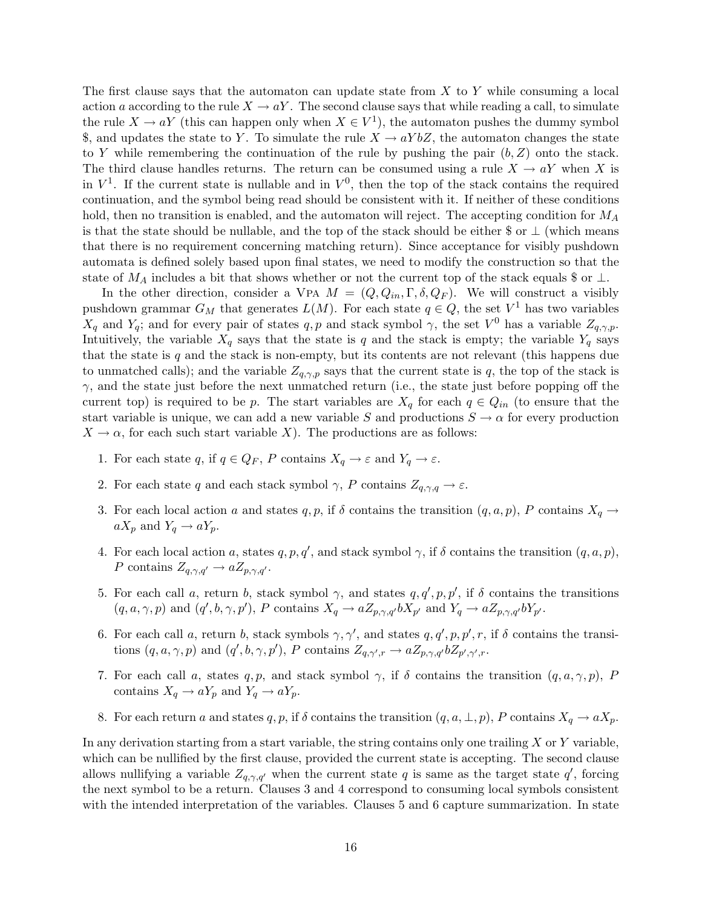The first clause says that the automaton can update state from $X$ to $Y$ while consuming a local action $a$ according to the rule $X \to aY$. The second clause says that while reading a call, to simulate the rule $X \to aY$ (this can happen only when $X \in V^1$), the automaton pushes the dummy symbol \$, and updates the state to $Y$. To simulate the rule $X \to aYbZ$, the automaton changes the state to $Y$ while remembering the continuation of the rule by pushing the pair $(b, Z)$ onto the stack. The third clause handles returns. The return can be consumed using a rule $X \to aY$ when $X$ is in $V^1$. If the current state is nullable and in $V^0$, then the top of the stack contains the required continuation, and the symbol being read should be consistent with it. If neither of these conditions hold, then no transition is enabled, and the automaton will reject. The accepting condition for $M_A$ is that the state should be nullable, and the top of the stack should be either \$ or $\perp$ (which means that there is no requirement concerning matching return). Since acceptance for visibly pushdown automata is defined solely based upon final states, we need to modify the construction so that the state of $M_A$ includes a bit that shows whether or not the current top of the stack equals \$ or $\perp$.

In the other direction, consider a VPA $M = (Q, Q_{in}, \Gamma, \delta, Q_F)$. We will construct a visibly pushdown grammar $G_M$ that generates $L(M)$. For each state $q \in Q$, the set $V^1$ has two variables $X_q$ and $Y_q$; and for every pair of states $q, p$ and stack symbol $\gamma$, the set $V^0$ has a variable $Z_{q,\gamma,p}$. Intuitively, the variable $X_q$ says that the state is $q$ and the stack is empty; the variable $Y_q$ says that the state is $q$ and the stack is non-empty, but its contents are not relevant (this happens due to unmatched calls); and the variable $Z_{q,\gamma,p}$ says that the current state is $q$, the top of the stack is $\gamma$, and the state just before the next unmatched return (i.e., the state just before popping off the current top) is required to be $p$. The start variables are $X_q$ for each $q \in Q_{in}$ (to ensure that the start variable is unique, we can add a new variable $S$ and productions $S \to \alpha$ for every production $X \to \alpha$, for each such start variable $X$). The productions are as follows:

1. For each state $q$, if $q \in Q_F$, $P$ contains $X_q \to \varepsilon$ and $Y_q \to \varepsilon$.
2. For each state $q$ and each stack symbol $\gamma$, $P$ contains $Z_{q,\gamma,q} \to \varepsilon$.
3. For each local action $a$ and states $q, p$, if $\delta$ contains the transition $(q, a, p)$, $P$ contains $X_q \to aX_p$ and $Y_q \to aY_p$.
4. For each local action $a$, states $q, p, q'$, and stack symbol $\gamma$, if $\delta$ contains the transition $(q, a, p)$, $P$ contains $Z_{q,\gamma,q'} \to aZ_{p,\gamma,q'}$.
5. For each call $a$, return $b$, stack symbol $\gamma$, and states $q, q', p, p'$, if $\delta$ contains the transitions $(q, a, \gamma, p)$ and $(q', b, \gamma, p')$, $P$ contains $X_q \to aZ_{p,\gamma,q'}bX_{p'}$ and $Y_q \to aZ_{p,\gamma,q'}bY_{p'}$.
6. For each call $a$, return $b$, stack symbols $\gamma, \gamma'$, and states $q, q', p, p', r$, if $\delta$ contains the transitions $(q, a, \gamma, p)$ and $(q', b, \gamma, p')$, $P$ contains $Z_{q,\gamma',r} \to aZ_{p,\gamma,q'}bZ_{p',\gamma',r}$.
7. For each call $a$, states $q, p$, and stack symbol $\gamma$, if $\delta$ contains the transition $(q, a, \gamma, p)$, $P$ contains $X_q \to aY_p$ and $Y_q \to aY_p$.
8. For each return $a$ and states $q, p$, if $\delta$ contains the transition $(q, a, \perp, p)$, $P$ contains $X_q \to aX_p$.

In any derivation starting from a start variable, the string contains only one trailing $X$ or $Y$ variable, which can be nullified by the first clause, provided the current state is accepting. The second clause allows nullifying a variable $Z_{q,\gamma,q'}$ when the current state $q$ is same as the target state $q'$, forcing the next symbol to be a return. Clauses 3 and 4 correspond to consuming local symbols consistent with the intended interpretation of the variables. Clauses 5 and 6 capture summarization. In state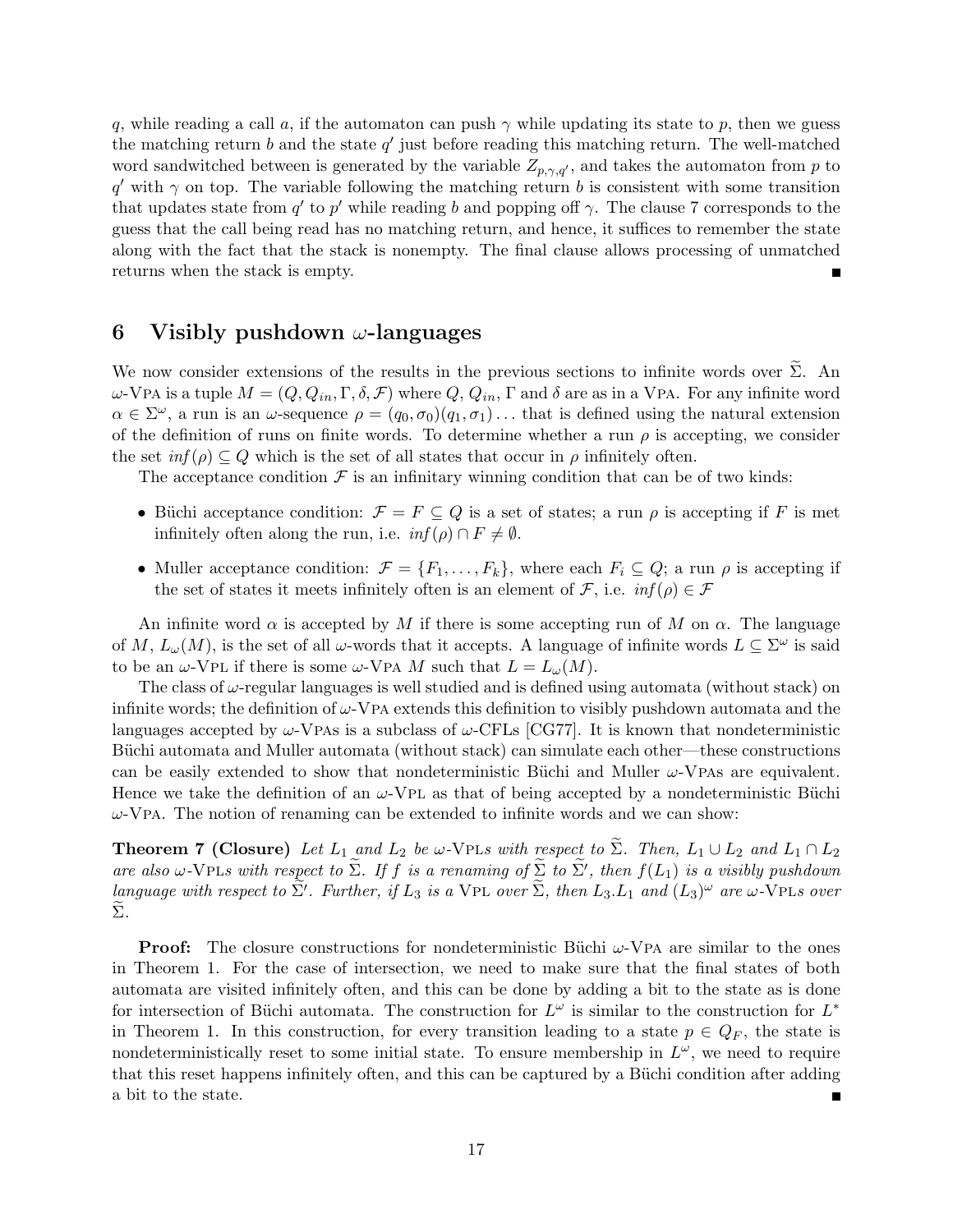$q$, while reading a call $a$, if the automaton can push $\gamma$ while updating its state to $p$, then we guess the matching return $b$ and the state $q'$ just before reading this matching return. The well-matched word sandwitched between is generated by the variable $Z_{p,\gamma,q'}$, and takes the automaton from $p$ to $q'$ with $\gamma$ on top. The variable following the matching return $b$ is consistent with some transition that updates state from $q'$ to $p'$ while reading $b$ and popping off $\gamma$. The clause 7 corresponds to the guess that the call being read has no matching return, and hence, it suffices to remember the state along with the fact that the stack is nonempty. The final clause allows processing of unmatched returns when the stack is empty. ∎

## 6 Visibly pushdown $\omega$-languages

We now consider extensions of the results in the previous sections to infinite words over $\widetilde{\Sigma}$. An $\omega$-VPA is a tuple $M = (Q, Q_{in}, \Gamma, \delta, \mathcal{F})$ where $Q$, $Q_{in}$, $\Gamma$ and $\delta$ are as in a VPA. For any infinite word $\alpha \in \Sigma^\omega$, a run is an $\omega$-sequence $\rho = (q_0, \sigma_0)(q_1, \sigma_1)\ldots$ that is defined using the natural extension of the definition of runs on finite words. To determine whether a run $\rho$ is accepting, we consider the set $inf(\rho) \subseteq Q$ which is the set of all states that occur in $\rho$ infinitely often.

The acceptance condition $\mathcal{F}$ is an infinitary winning condition that can be of two kinds:

- Büchi acceptance condition: $\mathcal{F} = F \subseteq Q$ is a set of states; a run $\rho$ is accepting if $F$ is met infinitely often along the run, i.e. $inf(\rho) \cap F \neq \emptyset$.
- Muller acceptance condition: $\mathcal{F} = \{F_1, \ldots, F_k\}$, where each $F_i \subseteq Q$; a run $\rho$ is accepting if the set of states it meets infinitely often is an element of $\mathcal{F}$, i.e. $inf(\rho) \in \mathcal{F}$

An infinite word $\alpha$ is accepted by $M$ if there is some accepting run of $M$ on $\alpha$. The language of $M$, $L_\omega(M)$, is the set of all $\omega$-words that it accepts. A language of infinite words $L \subseteq \Sigma^\omega$ is said to be an $\omega$-VPL if there is some $\omega$-VPA $M$ such that $L = L_\omega(M)$.

The class of $\omega$-regular languages is well studied and is defined using automata (without stack) on infinite words; the definition of $\omega$-VPA extends this definition to visibly pushdown automata and the languages accepted by $\omega$-VPAs is a subclass of $\omega$-CFLs [CG77]. It is known that nondeterministic Büchi automata and Muller automata (without stack) can simulate each other—these constructions can be easily extended to show that nondeterministic Büchi and Muller $\omega$-VPAs are equivalent. Hence we take the definition of an $\omega$-VPL as that of being accepted by a nondeterministic Büchi $\omega$-VPA. The notion of renaming can be extended to infinite words and we can show:

**Theorem 7 (Closure)** *Let $L_1$ and $L_2$ be $\omega$-VPLs with respect to $\widetilde{\Sigma}$. Then, $L_1 \cup L_2$ and $L_1 \cap L_2$ are also $\omega$-VPLs with respect to $\widetilde{\Sigma}$. If $f$ is a renaming of $\widetilde{\Sigma}$ to $\widetilde{\Sigma}'$, then $f(L_1)$ is a visibly pushdown language with respect to $\widetilde{\Sigma}'$. Further, if $L_3$ is a VPL over $\widetilde{\Sigma}$, then $L_3.L_1$ and $(L_3)^\omega$ are $\omega$-VPLs over $\widetilde{\Sigma}$.*

**Proof:** The closure constructions for nondeterministic Büchi $\omega$-VPA are similar to the ones in Theorem 1. For the case of intersection, we need to make sure that the final states of both automata are visited infinitely often, and this can be done by adding a bit to the state as is done for intersection of Büchi automata. The construction for $L^\omega$ is similar to the construction for $L^*$ in Theorem 1. In this construction, for every transition leading to a state $p \in Q_F$, the state is nondeterministically reset to some initial state. To ensure membership in $L^\omega$, we need to require that this reset happens infinitely often, and this can be captured by a Büchi condition after adding a bit to the state. ∎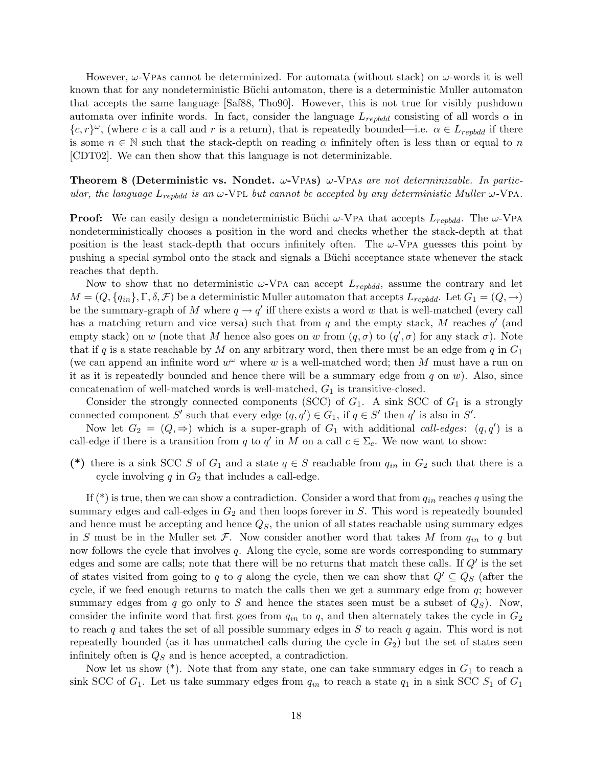However, $\omega$-VPAs cannot be determinized. For automata (without stack) on $\omega$-words it is well known that for any nondeterministic Büchi automaton, there is a deterministic Muller automaton that accepts the same language [Saf88, Tho90]. However, this is not true for visibly pushdown automata over infinite words. In fact, consider the language $L_{repbdd}$ consisting of all words $\alpha$ in $\{c, r\}^\omega$, (where $c$ is a call and $r$ is a return), that is repeatedly bounded—i.e. $\alpha \in L_{repbdd}$ if there is some $n \in \mathbb{N}$ such that the stack-depth on reading $\alpha$ infinitely often is less than or equal to $n$ [CDT02]. We can then show that this language is not determinizable.

**Theorem 8 (Deterministic vs. Nondet. $\omega$-VPAs)** *$\omega$-VPAs are not determinizable. In particular, the language $L_{repbdd}$ is an $\omega$-VPL but cannot be accepted by any deterministic Muller $\omega$-VPA.*

**Proof:** We can easily design a nondeterministic Büchi $\omega$-VPA that accepts $L_{repbdd}$. The $\omega$-VPA nondeterministically chooses a position in the word and checks whether the stack-depth at that position is the least stack-depth that occurs infinitely often. The $\omega$-VPA guesses this point by pushing a special symbol onto the stack and signals a Büchi acceptance state whenever the stack reaches that depth.

Now to show that no deterministic $\omega$-VPA can accept $L_{repbdd}$, assume the contrary and let $M = (Q, \{q_{in}\}, \Gamma, \delta, \mathcal{F})$ be a deterministic Muller automaton that accepts $L_{repbdd}$. Let $G_1 = (Q, \rightarrow)$ be the summary-graph of $M$ where $q \rightarrow q'$ iff there exists a word $w$ that is well-matched (every call has a matching return and vice versa) such that from $q$ and the empty stack, $M$ reaches $q'$ (and empty stack) on $w$ (note that $M$ hence also goes on $w$ from $(q, \sigma)$ to $(q', \sigma)$ for any stack $\sigma$). Note that if $q$ is a state reachable by $M$ on any arbitrary word, then there must be an edge from $q$ in $G_1$ (we can append an infinite word $w^\omega$ where $w$ is a well-matched word; then $M$ must have a run on it as it is repeatedly bounded and hence there will be a summary edge from $q$ on $w$). Also, since concatenation of well-matched words is well-matched, $G_1$ is transitive-closed.

Consider the strongly connected components (SCC) of $G_1$. A sink SCC of $G_1$ is a strongly connected component $S'$ such that every edge $(q, q') \in G_1$, if $q \in S'$ then $q'$ is also in $S'$.

Now let $G_2 = (Q, \Rightarrow)$ which is a super-graph of $G_1$ with additional *call-edges*: $(q, q')$ is a call-edge if there is a transition from $q$ to $q'$ in $M$ on a call $c \in \Sigma_c$. We now want to show:

**(\*)** there is a sink SCC $S$ of $G_1$ and a state $q \in S$ reachable from $q_{in}$ in $G_2$ such that there is a cycle involving $q$ in $G_2$ that includes a call-edge.

If (\*) is true, then we can show a contradiction. Consider a word that from $q_{in}$ reaches $q$ using the summary edges and call-edges in $G_2$ and then loops forever in $S$. This word is repeatedly bounded and hence must be accepting and hence $Q_S$, the union of all states reachable using summary edges in $S$ must be in the Muller set $\mathcal{F}$. Now consider another word that takes $M$ from $q_{in}$ to $q$ but now follows the cycle that involves $q$. Along the cycle, some are words corresponding to summary edges and some are calls; note that there will be no returns that match these calls. If $Q'$ is the set of states visited from going to $q$ to $q$ along the cycle, then we can show that $Q' \subseteq Q_S$ (after the cycle, if we feed enough returns to match the calls then we get a summary edge from $q$; however summary edges from $q$ go only to $S$ and hence the states seen must be a subset of $Q_S$). Now, consider the infinite word that first goes from $q_{in}$ to $q$, and then alternately takes the cycle in $G_2$ to reach $q$ and takes the set of all possible summary edges in $S$ to reach $q$ again. This word is not repeatedly bounded (as it has unmatched calls during the cycle in $G_2$) but the set of states seen infinitely often is $Q_S$ and is hence accepted, a contradiction.

Now let us show (\*). Note that from any state, one can take summary edges in $G_1$ to reach a sink SCC of $G_1$. Let us take summary edges from $q_{in}$ to reach a state $q_1$ in a sink SCC $S_1$ of $G_1$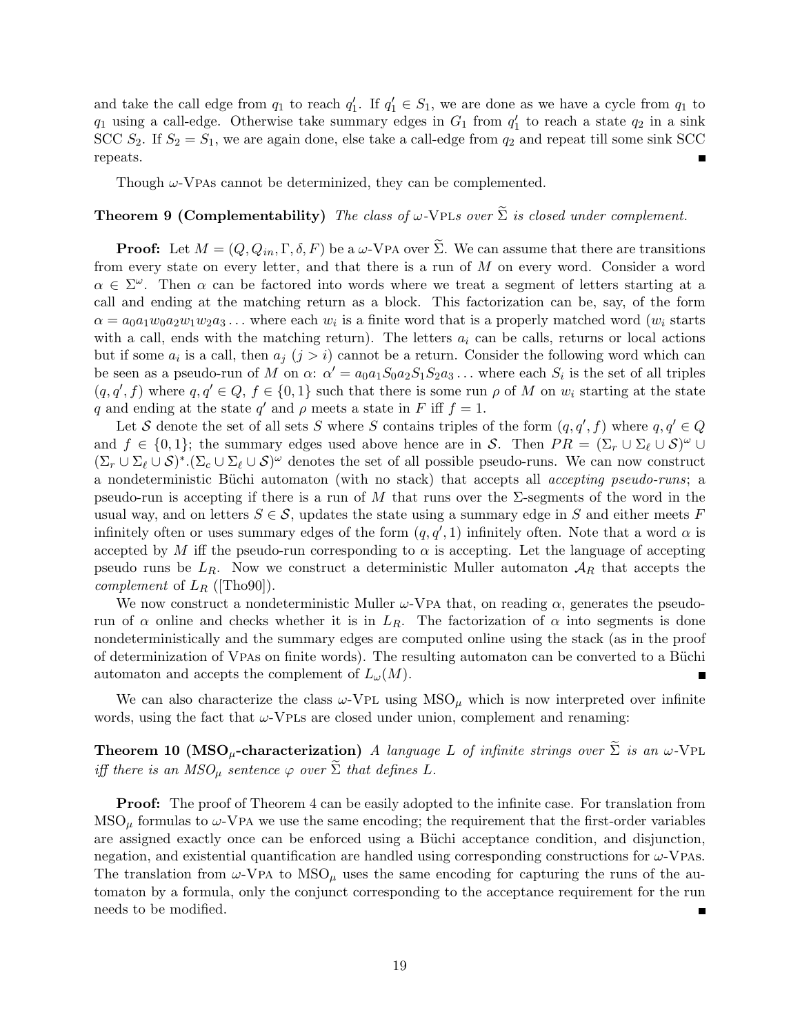and take the call edge from $q_1$ to reach $q'_1$. If $q'_1 \in S_1$, we are done as we have a cycle from $q_1$ to $q_1$ using a call-edge. Otherwise take summary edges in $G_1$ from $q'_1$ to reach a state $q_2$ in a sink SCC $S_2$. If $S_2 = S_1$, we are again done, else take a call-edge from $q_2$ and repeat till some sink SCC repeats. ∎

Though $\omega$-VPAs cannot be determinized, they can be complemented.

**Theorem 9 (Complementability)** *The class of $\omega$-VPLs over $\widetilde{\Sigma}$ is closed under complement.*

**Proof:** Let $M = (Q, Q_{in}, \Gamma, \delta, F)$ be a $\omega$-VPA over $\widetilde{\Sigma}$. We can assume that there are transitions from every state on every letter, and that there is a run of $M$ on every word. Consider a word $\alpha \in \Sigma^\omega$. Then $\alpha$ can be factored into words where we treat a segment of letters starting at a call and ending at the matching return as a block. This factorization can be, say, of the form $\alpha = a_0 a_1 w_0 a_2 w_1 w_2 a_3 \ldots$ where each $w_i$ is a finite word that is a properly matched word ($w_i$ starts with a call, ends with the matching return). The letters $a_i$ can be calls, returns or local actions but if some $a_i$ is a call, then $a_j$ ($j > i$) cannot be a return. Consider the following word which can be seen as a pseudo-run of $M$ on $\alpha$: $\alpha' = a_0 a_1 S_0 a_2 S_1 S_2 a_3 \ldots$ where each $S_i$ is the set of all triples $(q, q', f)$ where $q, q' \in Q$, $f \in \{0, 1\}$ such that there is some run $\rho$ of $M$ on $w_i$ starting at the state $q$ and ending at the state $q'$ and $\rho$ meets a state in $F$ iff $f = 1$.

Let $\mathcal{S}$ denote the set of all sets $S$ where $S$ contains triples of the form $(q, q', f)$ where $q, q' \in Q$ and $f \in \{0, 1\}$; the summary edges used above hence are in $\mathcal{S}$. Then $PR = (\Sigma_r \cup \Sigma_\ell \cup \mathcal{S})^\omega \cup (\Sigma_r \cup \Sigma_\ell \cup \mathcal{S})^*.(\Sigma_c \cup \Sigma_\ell \cup \mathcal{S})^\omega$ denotes the set of all possible pseudo-runs. We can now construct a nondeterministic Büchi automaton (with no stack) that accepts all *accepting pseudo-runs*; a pseudo-run is accepting if there is a run of $M$ that runs over the $\Sigma$-segments of the word in the usual way, and on letters $S \in \mathcal{S}$, updates the state using a summary edge in $S$ and either meets $F$ infinitely often or uses summary edges of the form $(q, q', 1)$ infinitely often. Note that a word $\alpha$ is accepted by $M$ iff the pseudo-run corresponding to $\alpha$ is accepting. Let the language of accepting pseudo runs be $L_R$. Now we construct a deterministic Muller automaton $\mathcal{A}_R$ that accepts the *complement* of $L_R$ ([Tho90]).

We now construct a nondeterministic Muller $\omega$-VPA that, on reading $\alpha$, generates the pseudo-run of $\alpha$ online and checks whether it is in $L_R$. The factorization of $\alpha$ into segments is done nondeterministically and the summary edges are computed online using the stack (as in the proof of determinization of VPAs on finite words). The resulting automaton can be converted to a Büchi automaton and accepts the complement of $L_\omega(M)$. ∎

We can also characterize the class $\omega$-VPL using $\text{MSO}_\mu$ which is now interpreted over infinite words, using the fact that $\omega$-VPLs are closed under union, complement and renaming:

**Theorem 10 ($\text{MSO}_\mu$-characterization)** *A language $L$ of infinite strings over $\widetilde{\Sigma}$ is an $\omega$-VPL iff there is an $MSO_\mu$ sentence $\varphi$ over $\widetilde{\Sigma}$ that defines $L$.*

**Proof:** The proof of Theorem 4 can be easily adopted to the infinite case. For translation from $\text{MSO}_\mu$ formulas to $\omega$-VPA we use the same encoding; the requirement that the first-order variables are assigned exactly once can be enforced using a Büchi acceptance condition, and disjunction, negation, and existential quantification are handled using corresponding constructions for $\omega$-VPAs. The translation from $\omega$-VPA to $\text{MSO}_\mu$ uses the same encoding for capturing the runs of the automaton by a formula, only the conjunct corresponding to the acceptance requirement for the run needs to be modified. ∎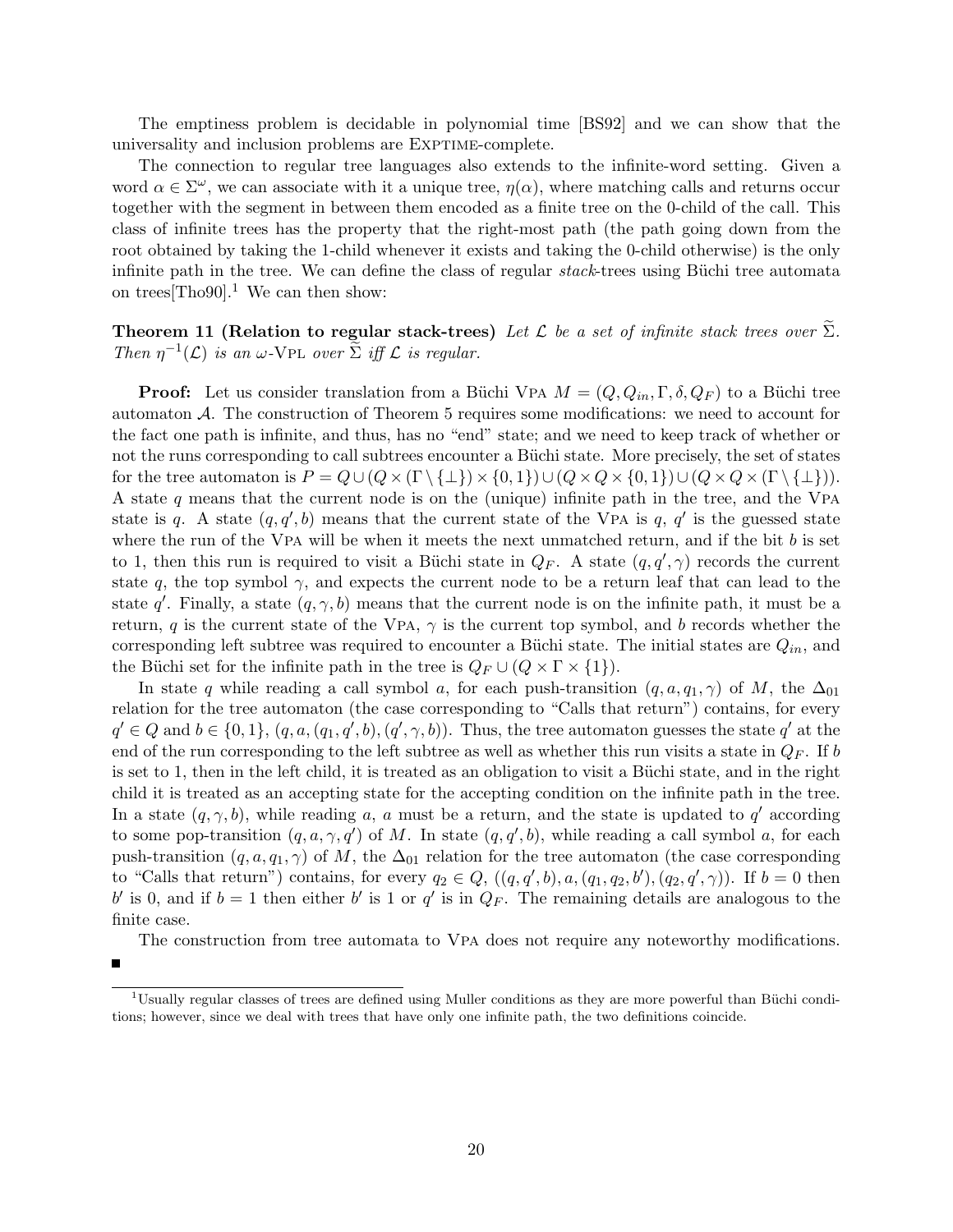The emptiness problem is decidable in polynomial time [BS92] and we can show that the universality and inclusion problems are Exptime-complete.

The connection to regular tree languages also extends to the infinite-word setting. Given a word $\alpha \in \Sigma^\omega$, we can associate with it a unique tree, $\eta(\alpha)$, where matching calls and returns occur together with the segment in between them encoded as a finite tree on the 0-child of the call. This class of infinite trees has the property that the right-most path (the path going down from the root obtained by taking the 1-child whenever it exists and taking the 0-child otherwise) is the only infinite path in the tree. We can define the class of regular *stack*-trees using Büchi tree automata on trees[Tho90].[1] We can then show:

**Theorem 11 (Relation to regular stack-trees)** *Let $\mathcal{L}$ be a set of infinite stack trees over $\widetilde{\Sigma}$. Then $\eta^{-1}(\mathcal{L})$ is an $\omega$-*Vpl *over $\widetilde{\Sigma}$ iff $\mathcal{L}$ is regular.*

**Proof:** Let us consider translation from a Büchi Vpa $M = (Q, Q_{in}, \Gamma, \delta, Q_F)$ to a Büchi tree automaton $\mathcal{A}$. The construction of Theorem 5 requires some modifications: we need to account for the fact one path is infinite, and thus, has no "end" state; and we need to keep track of whether or not the runs corresponding to call subtrees encounter a Büchi state. More precisely, the set of states for the tree automaton is $P = Q \cup (Q \times (\Gamma \setminus \{\bot\}) \times \{0,1\}) \cup (Q \times Q \times \{0,1\}) \cup (Q \times Q \times (\Gamma \setminus \{\bot\}))$. A state $q$ means that the current node is on the (unique) infinite path in the tree, and the Vpa state is $q$. A state $(q, q', b)$ means that the current state of the Vpa is $q$, $q'$ is the guessed state where the run of the Vpa will be when it meets the next unmatched return, and if the bit $b$ is set to 1, then this run is required to visit a Büchi state in $Q_F$. A state $(q, q', \gamma)$ records the current state $q$, the top symbol $\gamma$, and expects the current node to be a return leaf that can lead to the state $q'$. Finally, a state $(q, \gamma, b)$ means that the current node is on the infinite path, it must be a return, $q$ is the current state of the Vpa, $\gamma$ is the current top symbol, and $b$ records whether the corresponding left subtree was required to encounter a Büchi state. The initial states are $Q_{in}$, and the Büchi set for the infinite path in the tree is $Q_F \cup (Q \times \Gamma \times \{1\})$.

In state $q$ while reading a call symbol $a$, for each push-transition $(q, a, q_1, \gamma)$ of $M$, the $\Delta_{01}$ relation for the tree automaton (the case corresponding to "Calls that return") contains, for every $q' \in Q$ and $b \in \{0,1\}$, $(q, a, (q_1, q', b), (q', \gamma, b))$. Thus, the tree automaton guesses the state $q'$ at the end of the run corresponding to the left subtree as well as whether this run visits a state in $Q_F$. If $b$ is set to 1, then in the left child, it is treated as an obligation to visit a Büchi state, and in the right child it is treated as an accepting state for the accepting condition on the infinite path in the tree. In a state $(q, \gamma, b)$, while reading $a$, $a$ must be a return, and the state is updated to $q'$ according to some pop-transition $(q, a, \gamma, q')$ of $M$. In state $(q, q', b)$, while reading a call symbol $a$, for each push-transition $(q, a, q_1, \gamma)$ of $M$, the $\Delta_{01}$ relation for the tree automaton (the case corresponding to "Calls that return") contains, for every $q_2 \in Q$, $((q, q', b), a, (q_1, q_2, b'), (q_2, q', \gamma))$. If $b = 0$ then $b'$ is 0, and if $b = 1$ then either $b'$ is 1 or $q'$ is in $Q_F$. The remaining details are analogous to the finite case.

The construction from tree automata to Vpa does not require any noteworthy modifications. ■

[1] Usually regular classes of trees are defined using Muller conditions as they are more powerful than Büchi conditions; however, since we deal with trees that have only one infinite path, the two definitions coincide.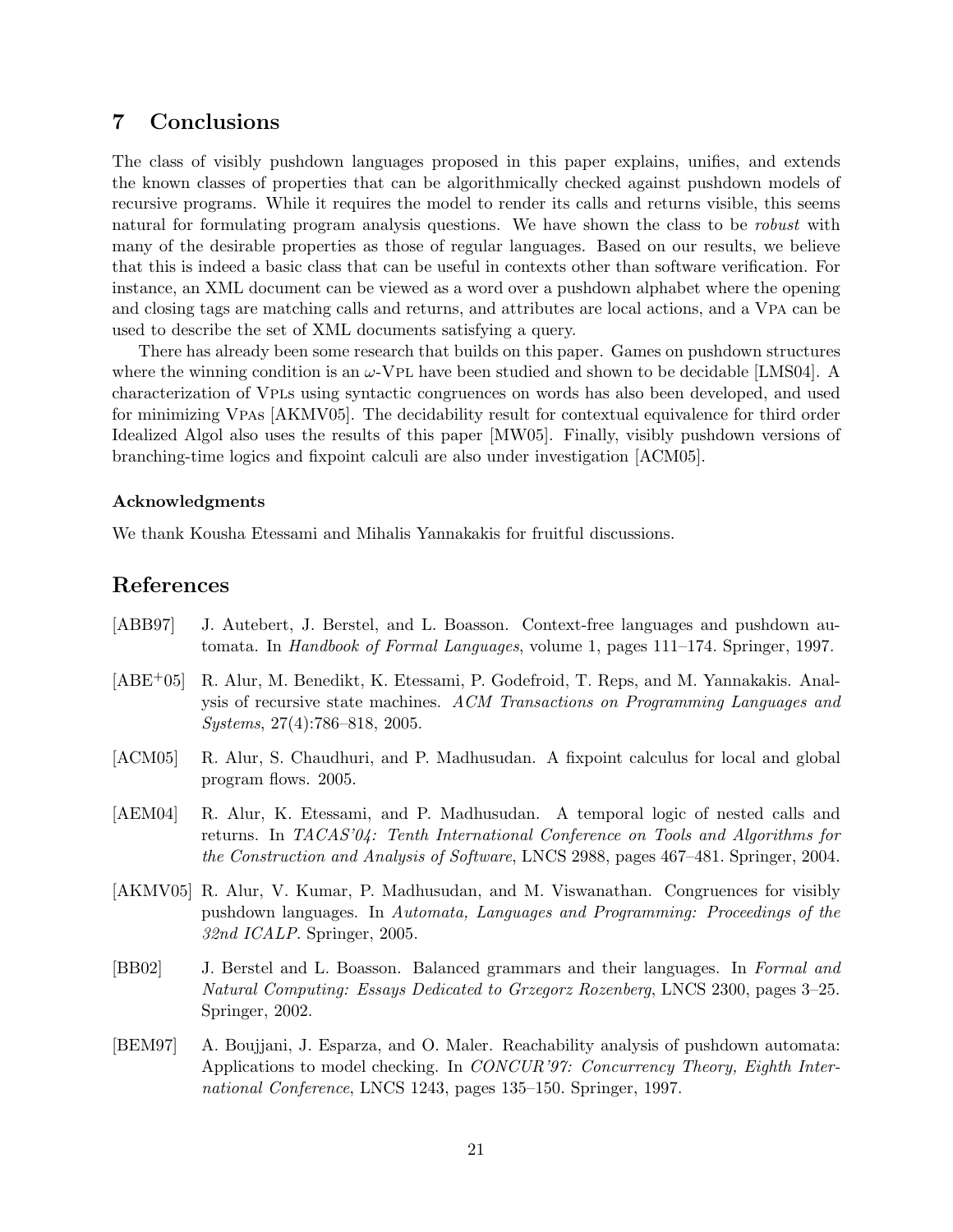## 7 Conclusions

The class of visibly pushdown languages proposed in this paper explains, unifies, and extends the known classes of properties that can be algorithmically checked against pushdown models of recursive programs. While it requires the model to render its calls and returns visible, this seems natural for formulating program analysis questions. We have shown the class to be *robust* with many of the desirable properties as those of regular languages. Based on our results, we believe that this is indeed a basic class that can be useful in contexts other than software verification. For instance, an XML document can be viewed as a word over a pushdown alphabet where the opening and closing tags are matching calls and returns, and attributes are local actions, and a VPA can be used to describe the set of XML documents satisfying a query.

There has already been some research that builds on this paper. Games on pushdown structures where the winning condition is an $\omega$-VPL have been studied and shown to be decidable [LMS04]. A characterization of VPLs using syntactic congruences on words has also been developed, and used for minimizing VPAs [AKMV05]. The decidability result for contextual equivalence for third order Idealized Algol also uses the results of this paper [MW05]. Finally, visibly pushdown versions of branching-time logics and fixpoint calculi are also under investigation [ACM05].

#### Acknowledgments

We thank Kousha Etessami and Mihalis Yannakakis for fruitful discussions.

## References

[ABB97] J. Autebert, J. Berstel, and L. Boasson. Context-free languages and pushdown automata. In *Handbook of Formal Languages*, volume 1, pages 111–174. Springer, 1997.

[ABE+05] R. Alur, M. Benedikt, K. Etessami, P. Godefroid, T. Reps, and M. Yannakakis. Analysis of recursive state machines. *ACM Transactions on Programming Languages and Systems*, 27(4):786–818, 2005.

[ACM05] R. Alur, S. Chaudhuri, and P. Madhusudan. A fixpoint calculus for local and global program flows. 2005.

[AEM04] R. Alur, K. Etessami, and P. Madhusudan. A temporal logic of nested calls and returns. In *TACAS'04: Tenth International Conference on Tools and Algorithms for the Construction and Analysis of Software*, LNCS 2988, pages 467–481. Springer, 2004.

[AKMV05] R. Alur, V. Kumar, P. Madhusudan, and M. Viswanathan. Congruences for visibly pushdown languages. In *Automata, Languages and Programming: Proceedings of the 32nd ICALP*. Springer, 2005.

[BB02] J. Berstel and L. Boasson. Balanced grammars and their languages. In *Formal and Natural Computing: Essays Dedicated to Grzegorz Rozenberg*, LNCS 2300, pages 3–25. Springer, 2002.

[BEM97] A. Boujjani, J. Esparza, and O. Maler. Reachability analysis of pushdown automata: Applications to model checking. In *CONCUR'97: Concurrency Theory, Eighth International Conference*, LNCS 1243, pages 135–150. Springer, 1997.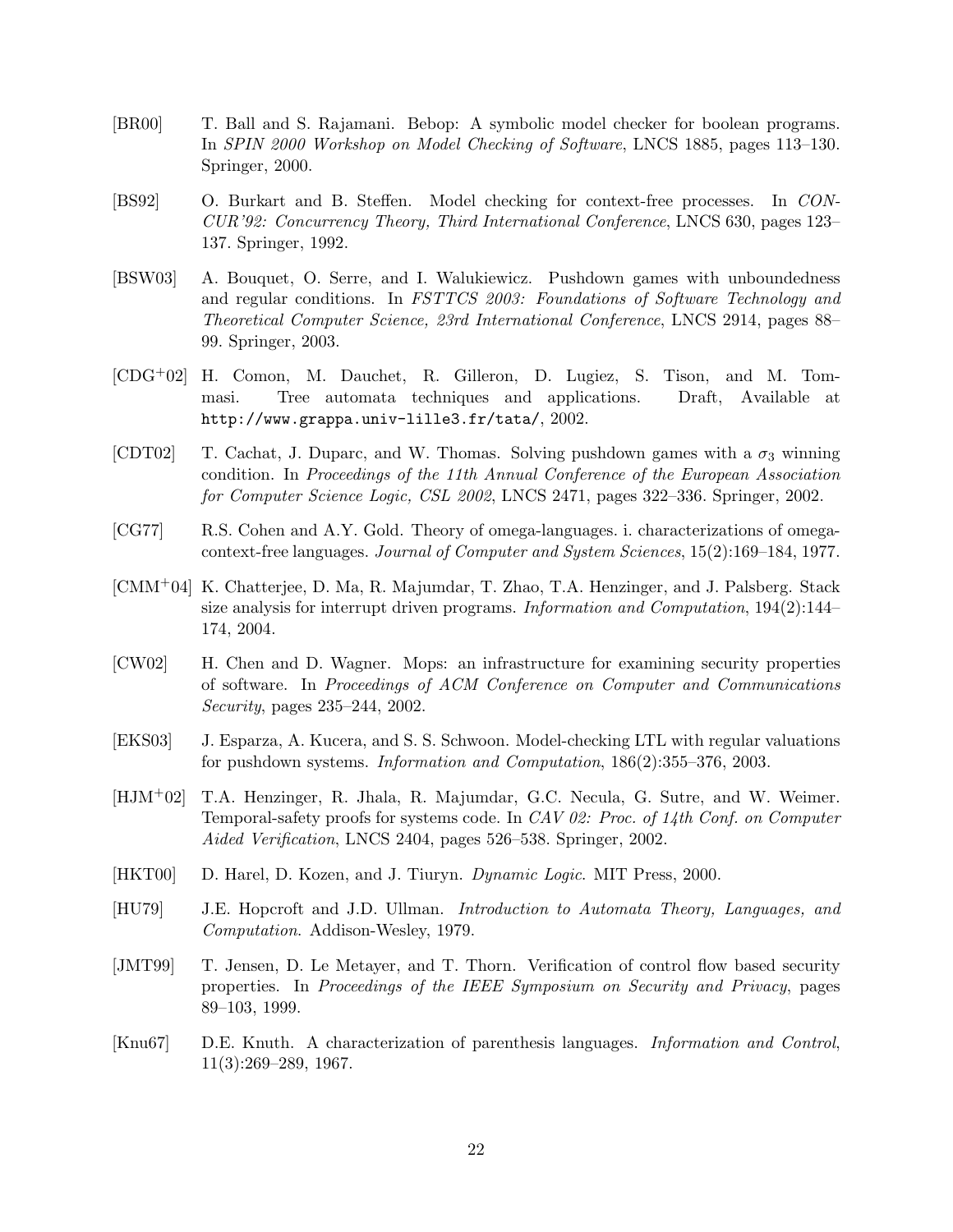[BR00] T. Ball and S. Rajamani. Bebop: A symbolic model checker for boolean programs. In *SPIN 2000 Workshop on Model Checking of Software*, LNCS 1885, pages 113–130. Springer, 2000.

[BS92] O. Burkart and B. Steffen. Model checking for context-free processes. In *CONCUR'92: Concurrency Theory, Third International Conference*, LNCS 630, pages 123–137. Springer, 1992.

[BSW03] A. Bouquet, O. Serre, and I. Walukiewicz. Pushdown games with unboundedness and regular conditions. In *FSTTCS 2003: Foundations of Software Technology and Theoretical Computer Science, 23rd International Conference*, LNCS 2914, pages 88–99. Springer, 2003.

[CDG+02] H. Comon, M. Dauchet, R. Gilleron, D. Lugiez, S. Tison, and M. Tommasi. Tree automata techniques and applications. Draft, Available at `http://www.grappa.univ-lille3.fr/tata/`, 2002.

[CDT02] T. Cachat, J. Duparc, and W. Thomas. Solving pushdown games with a $\sigma_3$ winning condition. In *Proceedings of the 11th Annual Conference of the European Association for Computer Science Logic, CSL 2002*, LNCS 2471, pages 322–336. Springer, 2002.

[CG77] R.S. Cohen and A.Y. Gold. Theory of omega-languages. i. characterizations of omega-context-free languages. *Journal of Computer and System Sciences*, 15(2):169–184, 1977.

[CMM+04] K. Chatterjee, D. Ma, R. Majumdar, T. Zhao, T.A. Henzinger, and J. Palsberg. Stack size analysis for interrupt driven programs. *Information and Computation*, 194(2):144–174, 2004.

[CW02] H. Chen and D. Wagner. Mops: an infrastructure for examining security properties of software. In *Proceedings of ACM Conference on Computer and Communications Security*, pages 235–244, 2002.

[EKS03] J. Esparza, A. Kucera, and S. S. Schwoon. Model-checking LTL with regular valuations for pushdown systems. *Information and Computation*, 186(2):355–376, 2003.

[HJM+02] T.A. Henzinger, R. Jhala, R. Majumdar, G.C. Necula, G. Sutre, and W. Weimer. Temporal-safety proofs for systems code. In *CAV 02: Proc. of 14th Conf. on Computer Aided Verification*, LNCS 2404, pages 526–538. Springer, 2002.

[HKT00] D. Harel, D. Kozen, and J. Tiuryn. *Dynamic Logic*. MIT Press, 2000.

[HU79] J.E. Hopcroft and J.D. Ullman. *Introduction to Automata Theory, Languages, and Computation*. Addison-Wesley, 1979.

[JMT99] T. Jensen, D. Le Metayer, and T. Thorn. Verification of control flow based security properties. In *Proceedings of the IEEE Symposium on Security and Privacy*, pages 89–103, 1999.

[Knu67] D.E. Knuth. A characterization of parenthesis languages. *Information and Control*, 11(3):269–289, 1967.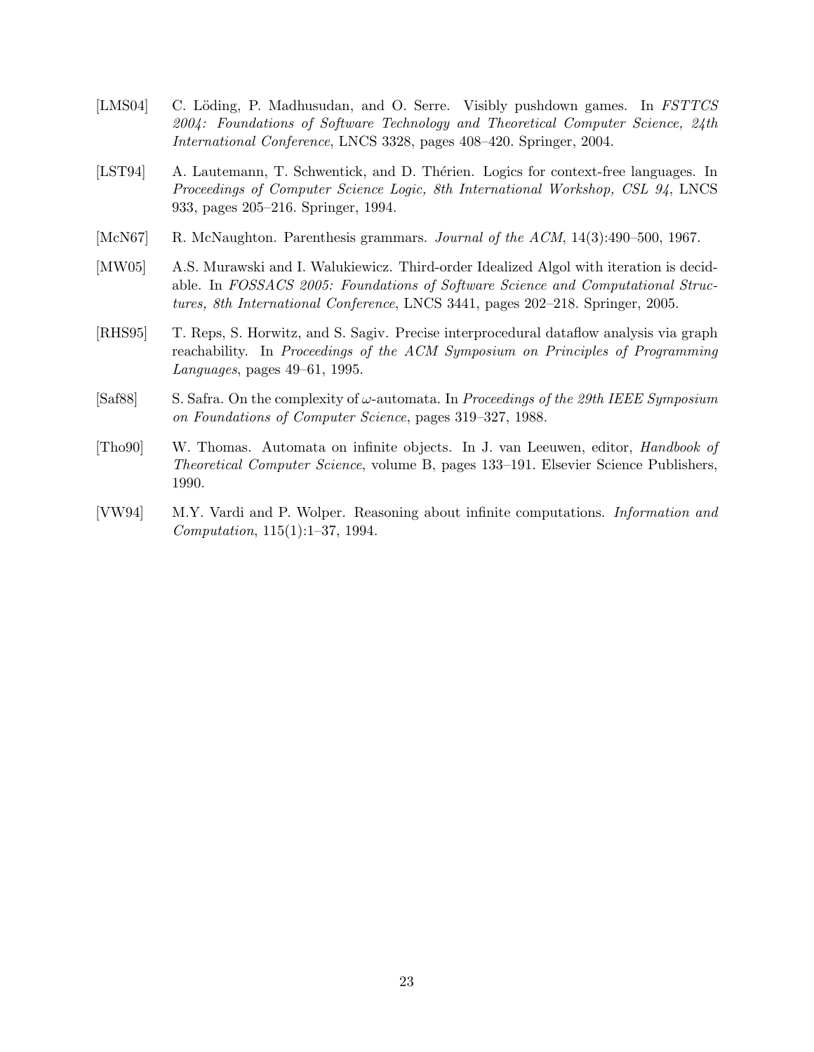[LMS04] C. Löding, P. Madhusudan, and O. Serre. Visibly pushdown games. In *FSTTCS 2004: Foundations of Software Technology and Theoretical Computer Science, 24th International Conference*, LNCS 3328, pages 408–420. Springer, 2004.

[LST94] A. Lautemann, T. Schwentick, and D. Thérien. Logics for context-free languages. In *Proceedings of Computer Science Logic, 8th International Workshop, CSL 94*, LNCS 933, pages 205–216. Springer, 1994.

[McN67] R. McNaughton. Parenthesis grammars. *Journal of the ACM*, 14(3):490–500, 1967.

[MW05] A.S. Murawski and I. Walukiewicz. Third-order Idealized Algol with iteration is decidable. In *FOSSACS 2005: Foundations of Software Science and Computational Structures, 8th International Conference*, LNCS 3441, pages 202–218. Springer, 2005.

[RHS95] T. Reps, S. Horwitz, and S. Sagiv. Precise interprocedural dataflow analysis via graph reachability. In *Proceedings of the ACM Symposium on Principles of Programming Languages*, pages 49–61, 1995.

[Saf88] S. Safra. On the complexity of $\omega$-automata. In *Proceedings of the 29th IEEE Symposium on Foundations of Computer Science*, pages 319–327, 1988.

[Tho90] W. Thomas. Automata on infinite objects. In J. van Leeuwen, editor, *Handbook of Theoretical Computer Science*, volume B, pages 133–191. Elsevier Science Publishers, 1990.

[VW94] M.Y. Vardi and P. Wolper. Reasoning about infinite computations. *Information and Computation*, 115(1):1–37, 1994.